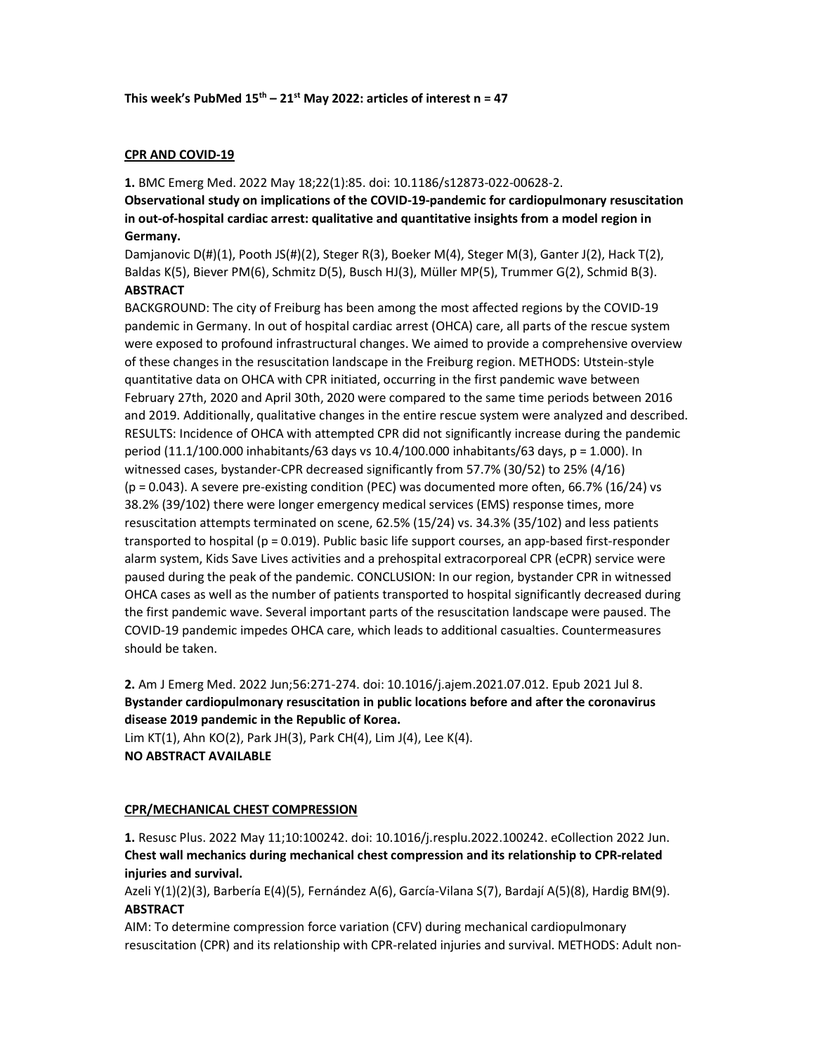**This week's PubMed 15th – 21st May 2022: articles of interest n = 47**

## CPR AND COVID-19

**1.** BMC Emerg Med. 2022 May 18;22(1):85. doi: 10.1186/s12873-022-00628-2.

**Observational study on implications of the COVID-19-pandemic for cardiopulmonary resuscitation in out-of-hospital cardiac arrest: qualitative and quantitative insights from a model region in Germany.**

Damjanovic D(#)(1), Pooth JS(#)(2), Steger R(3), Boeker M(4), Steger M(3), Ganter J(2), Hack T(2), Baldas K(5), Biever PM(6), Schmitz D(5), Busch HJ(3), Müller MP(5), Trummer G(2), Schmid B(3).

**ABSTRACT**

BACKGROUND: The city of Freiburg has been among the most affected regions by the COVID-19 pandemic in Germany. In out of hospital cardiac arrest (OHCA) care, all parts of the rescue system were exposed to profound infrastructural changes. We aimed to provide a comprehensive overview of these changes in the resuscitation landscape in the Freiburg region. METHODS: Utstein-style quantitative data on OHCA with CPR initiated, occurring in the first pandemic wave between February 27th, 2020 and April 30th, 2020 were compared to the same time periods between 2016 and 2019. Additionally, qualitative changes in the entire rescue system were analyzed and described. RESULTS: Incidence of OHCA with attempted CPR did not significantly increase during the pandemic period (11.1/100.000 inhabitants/63 days vs 10.4/100.000 inhabitants/63 days, p = 1.000). In witnessed cases, bystander-CPR decreased significantly from 57.7% (30/52) to 25% (4/16) (p = 0.043). A severe pre-existing condition (PEC) was documented more often, 66.7% (16/24) vs 38.2% (39/102) there were longer emergency medical services (EMS) response times, more resuscitation attempts terminated on scene, 62.5% (15/24) vs. 34.3% (35/102) and less patients transported to hospital (p = 0.019). Public basic life support courses, an app-based first-responder alarm system, Kids Save Lives activities and a prehospital extracorporeal CPR (eCPR) service were paused during the peak of the pandemic. CONCLUSION: In our region, bystander CPR in witnessed OHCA cases as well as the number of patients transported to hospital significantly decreased during the first pandemic wave. Several important parts of the resuscitation landscape were paused. The COVID-19 pandemic impedes OHCA care, which leads to additional casualties. Countermeasures should be taken.

**2.** Am J Emerg Med. 2022 Jun;56:271-274. doi: 10.1016/j.ajem.2021.07.012. Epub 2021 Jul 8.

**Bystander cardiopulmonary resuscitation in public locations before and after the coronavirus disease 2019 pandemic in the Republic of Korea.**

Lim KT(1), Ahn KO(2), Park JH(3), Park CH(4), Lim J(4), Lee K(4).

**NO ABSTRACT AVAILABLE**

## CPR/MECHANICAL CHEST COMPRESSION

**1.** Resusc Plus. 2022 May 11;10:100242. doi: 10.1016/j.resplu.2022.100242. eCollection 2022 Jun.

**Chest wall mechanics during mechanical chest compression and its relationship to CPR-related injuries and survival.**

Azeli Y(1)(2)(3), Barbería E(4)(5), Fernández A(6), García-Vilana S(7), Bardají A(5)(8), Hardig BM(9).

**ABSTRACT**

AIM: To determine compression force variation (CFV) during mechanical cardiopulmonary resuscitation (CPR) and its relationship with CPR-related injuries and survival. METHODS: Adult non-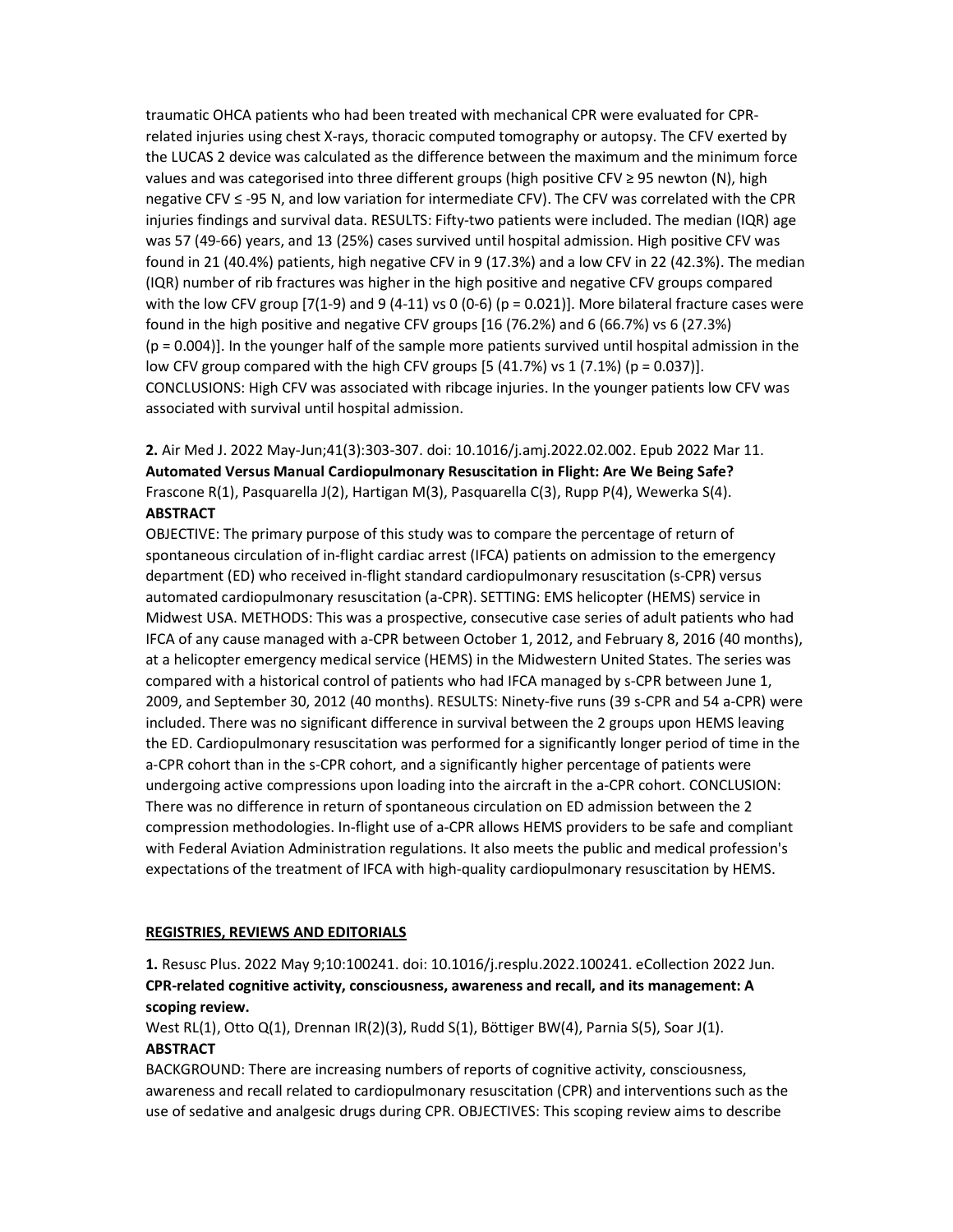traumatic OHCA patients who had been treated with mechanical CPR were evaluated for CPR-related injuries using chest X-rays, thoracic computed tomography or autopsy. The CFV exerted by the LUCAS 2 device was calculated as the difference between the maximum and the minimum force values and was categorised into three different groups (high positive CFV ≥ 95 newton (N), high negative CFV ≤ -95 N, and low variation for intermediate CFV). The CFV was correlated with the CPR injuries findings and survival data. RESULTS: Fifty-two patients were included. The median (IQR) age was 57 (49-66) years, and 13 (25%) cases survived until hospital admission. High positive CFV was found in 21 (40.4%) patients, high negative CFV in 9 (17.3%) and a low CFV in 22 (42.3%). The median (IQR) number of rib fractures was higher in the high positive and negative CFV groups compared with the low CFV group [7(1-9) and 9 (4-11) vs 0 (0-6) (p = 0.021)]. More bilateral fracture cases were found in the high positive and negative CFV groups [16 (76.2%) and 6 (66.7%) vs 6 (27.3%) (p = 0.004)]. In the younger half of the sample more patients survived until hospital admission in the low CFV group compared with the high CFV groups [5 (41.7%) vs 1 (7.1%) (p = 0.037)]. CONCLUSIONS: High CFV was associated with ribcage injuries. In the younger patients low CFV was associated with survival until hospital admission.

**2.** Air Med J. 2022 May-Jun;41(3):303-307. doi: 10.1016/j.amj.2022.02.002. Epub 2022 Mar 11.
**Automated Versus Manual Cardiopulmonary Resuscitation in Flight: Are We Being Safe?**
Frascone R(1), Pasquarella J(2), Hartigan M(3), Pasquarella C(3), Rupp P(4), Wewerka S(4).
**ABSTRACT**
OBJECTIVE: The primary purpose of this study was to compare the percentage of return of spontaneous circulation of in-flight cardiac arrest (IFCA) patients on admission to the emergency department (ED) who received in-flight standard cardiopulmonary resuscitation (s-CPR) versus automated cardiopulmonary resuscitation (a-CPR). SETTING: EMS helicopter (HEMS) service in Midwest USA. METHODS: This was a prospective, consecutive case series of adult patients who had IFCA of any cause managed with a-CPR between October 1, 2012, and February 8, 2016 (40 months), at a helicopter emergency medical service (HEMS) in the Midwestern United States. The series was compared with a historical control of patients who had IFCA managed by s-CPR between June 1, 2009, and September 30, 2012 (40 months). RESULTS: Ninety-five runs (39 s-CPR and 54 a-CPR) were included. There was no significant difference in survival between the 2 groups upon HEMS leaving the ED. Cardiopulmonary resuscitation was performed for a significantly longer period of time in the a-CPR cohort than in the s-CPR cohort, and a significantly higher percentage of patients were undergoing active compressions upon loading into the aircraft in the a-CPR cohort. CONCLUSION: There was no difference in return of spontaneous circulation on ED admission between the 2 compression methodologies. In-flight use of a-CPR allows HEMS providers to be safe and compliant with Federal Aviation Administration regulations. It also meets the public and medical profession's expectations of the treatment of IFCA with high-quality cardiopulmonary resuscitation by HEMS.

**REGISTRIES, REVIEWS AND EDITORIALS**

**1.** Resusc Plus. 2022 May 9;10:100241. doi: 10.1016/j.resplu.2022.100241. eCollection 2022 Jun.
**CPR-related cognitive activity, consciousness, awareness and recall, and its management: A scoping review.**
West RL(1), Otto Q(1), Drennan IR(2)(3), Rudd S(1), Böttiger BW(4), Parnia S(5), Soar J(1).
**ABSTRACT**
BACKGROUND: There are increasing numbers of reports of cognitive activity, consciousness, awareness and recall related to cardiopulmonary resuscitation (CPR) and interventions such as the use of sedative and analgesic drugs during CPR. OBJECTIVES: This scoping review aims to describe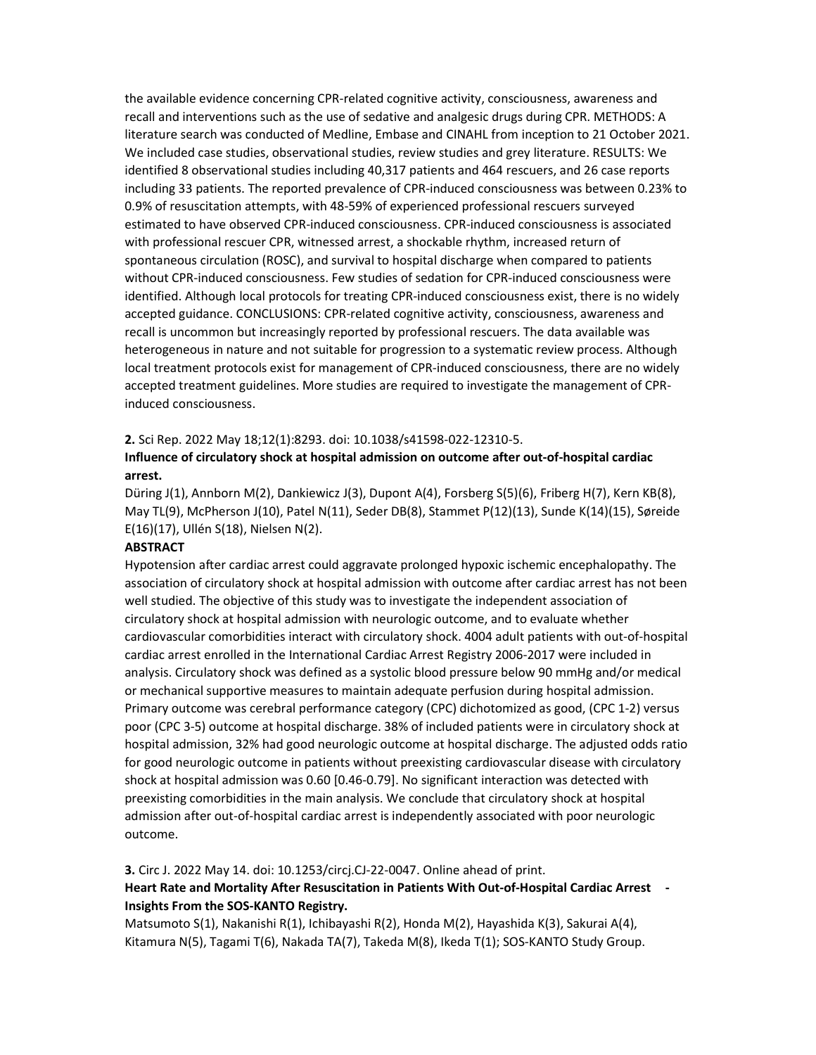the available evidence concerning CPR-related cognitive activity, consciousness, awareness and recall and interventions such as the use of sedative and analgesic drugs during CPR. METHODS: A literature search was conducted of Medline, Embase and CINAHL from inception to 21 October 2021. We included case studies, observational studies, review studies and grey literature. RESULTS: We identified 8 observational studies including 40,317 patients and 464 rescuers, and 26 case reports including 33 patients. The reported prevalence of CPR-induced consciousness was between 0.23% to 0.9% of resuscitation attempts, with 48-59% of experienced professional rescuers surveyed estimated to have observed CPR-induced consciousness. CPR-induced consciousness is associated with professional rescuer CPR, witnessed arrest, a shockable rhythm, increased return of spontaneous circulation (ROSC), and survival to hospital discharge when compared to patients without CPR-induced consciousness. Few studies of sedation for CPR-induced consciousness were identified. Although local protocols for treating CPR-induced consciousness exist, there is no widely accepted guidance. CONCLUSIONS: CPR-related cognitive activity, consciousness, awareness and recall is uncommon but increasingly reported by professional rescuers. The data available was heterogeneous in nature and not suitable for progression to a systematic review process. Although local treatment protocols exist for management of CPR-induced consciousness, there are no widely accepted treatment guidelines. More studies are required to investigate the management of CPR-induced consciousness.

**2.** Sci Rep. 2022 May 18;12(1):8293. doi: 10.1038/s41598-022-12310-5.

**Influence of circulatory shock at hospital admission on outcome after out-of-hospital cardiac arrest.**

Düring J(1), Annborn M(2), Dankiewicz J(3), Dupont A(4), Forsberg S(5)(6), Friberg H(7), Kern KB(8), May TL(9), McPherson J(10), Patel N(11), Seder DB(8), Stammet P(12)(13), Sunde K(14)(15), Søreide E(16)(17), Ullén S(18), Nielsen N(2).

**ABSTRACT**

Hypotension after cardiac arrest could aggravate prolonged hypoxic ischemic encephalopathy. The association of circulatory shock at hospital admission with outcome after cardiac arrest has not been well studied. The objective of this study was to investigate the independent association of circulatory shock at hospital admission with neurologic outcome, and to evaluate whether cardiovascular comorbidities interact with circulatory shock. 4004 adult patients with out-of-hospital cardiac arrest enrolled in the International Cardiac Arrest Registry 2006-2017 were included in analysis. Circulatory shock was defined as a systolic blood pressure below 90 mmHg and/or medical or mechanical supportive measures to maintain adequate perfusion during hospital admission. Primary outcome was cerebral performance category (CPC) dichotomized as good, (CPC 1-2) versus poor (CPC 3-5) outcome at hospital discharge. 38% of included patients were in circulatory shock at hospital admission, 32% had good neurologic outcome at hospital discharge. The adjusted odds ratio for good neurologic outcome in patients without preexisting cardiovascular disease with circulatory shock at hospital admission was 0.60 [0.46-0.79]. No significant interaction was detected with preexisting comorbidities in the main analysis. We conclude that circulatory shock at hospital admission after out-of-hospital cardiac arrest is independently associated with poor neurologic outcome.

**3.** Circ J. 2022 May 14. doi: 10.1253/circj.CJ-22-0047. Online ahead of print.

**Heart Rate and Mortality After Resuscitation in Patients With Out-of-Hospital Cardiac Arrest - Insights From the SOS-KANTO Registry.**

Matsumoto S(1), Nakanishi R(1), Ichibayashi R(2), Honda M(2), Hayashida K(3), Sakurai A(4), Kitamura N(5), Tagami T(6), Nakada TA(7), Takeda M(8), Ikeda T(1); SOS-KANTO Study Group.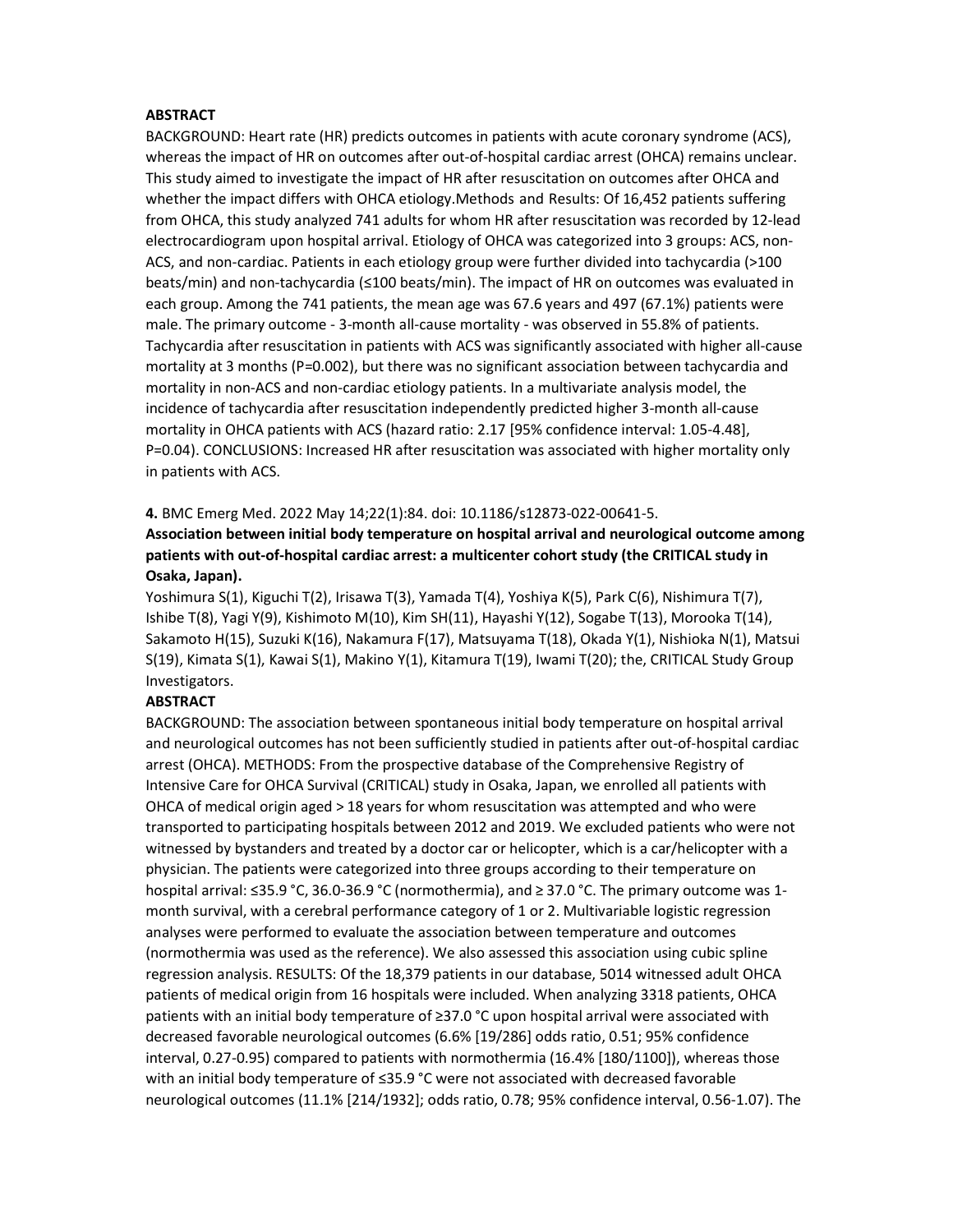**ABSTRACT**

BACKGROUND: Heart rate (HR) predicts outcomes in patients with acute coronary syndrome (ACS), whereas the impact of HR on outcomes after out-of-hospital cardiac arrest (OHCA) remains unclear. This study aimed to investigate the impact of HR after resuscitation on outcomes after OHCA and whether the impact differs with OHCA etiology.Methods and Results: Of 16,452 patients suffering from OHCA, this study analyzed 741 adults for whom HR after resuscitation was recorded by 12-lead electrocardiogram upon hospital arrival. Etiology of OHCA was categorized into 3 groups: ACS, non-ACS, and non-cardiac. Patients in each etiology group were further divided into tachycardia (>100 beats/min) and non-tachycardia (≤100 beats/min). The impact of HR on outcomes was evaluated in each group. Among the 741 patients, the mean age was 67.6 years and 497 (67.1%) patients were male. The primary outcome - 3-month all-cause mortality - was observed in 55.8% of patients. Tachycardia after resuscitation in patients with ACS was significantly associated with higher all-cause mortality at 3 months (P=0.002), but there was no significant association between tachycardia and mortality in non-ACS and non-cardiac etiology patients. In a multivariate analysis model, the incidence of tachycardia after resuscitation independently predicted higher 3-month all-cause mortality in OHCA patients with ACS (hazard ratio: 2.17 [95% confidence interval: 1.05-4.48], P=0.04). CONCLUSIONS: Increased HR after resuscitation was associated with higher mortality only in patients with ACS.

**4.** BMC Emerg Med. 2022 May 14;22(1):84. doi: 10.1186/s12873-022-00641-5.

**Association between initial body temperature on hospital arrival and neurological outcome among patients with out-of-hospital cardiac arrest: a multicenter cohort study (the CRITICAL study in Osaka, Japan).**

Yoshimura S(1), Kiguchi T(2), Irisawa T(3), Yamada T(4), Yoshiya K(5), Park C(6), Nishimura T(7), Ishibe T(8), Yagi Y(9), Kishimoto M(10), Kim SH(11), Hayashi Y(12), Sogabe T(13), Morooka T(14), Sakamoto H(15), Suzuki K(16), Nakamura F(17), Matsuyama T(18), Okada Y(1), Nishioka N(1), Matsui S(19), Kimata S(1), Kawai S(1), Makino Y(1), Kitamura T(19), Iwami T(20); the, CRITICAL Study Group Investigators.

**ABSTRACT**

BACKGROUND: The association between spontaneous initial body temperature on hospital arrival and neurological outcomes has not been sufficiently studied in patients after out-of-hospital cardiac arrest (OHCA). METHODS: From the prospective database of the Comprehensive Registry of Intensive Care for OHCA Survival (CRITICAL) study in Osaka, Japan, we enrolled all patients with OHCA of medical origin aged > 18 years for whom resuscitation was attempted and who were transported to participating hospitals between 2012 and 2019. We excluded patients who were not witnessed by bystanders and treated by a doctor car or helicopter, which is a car/helicopter with a physician. The patients were categorized into three groups according to their temperature on hospital arrival: ≤35.9 °C, 36.0-36.9 °C (normothermia), and ≥ 37.0 °C. The primary outcome was 1-month survival, with a cerebral performance category of 1 or 2. Multivariable logistic regression analyses were performed to evaluate the association between temperature and outcomes (normothermia was used as the reference). We also assessed this association using cubic spline regression analysis. RESULTS: Of the 18,379 patients in our database, 5014 witnessed adult OHCA patients of medical origin from 16 hospitals were included. When analyzing 3318 patients, OHCA patients with an initial body temperature of ≥37.0 °C upon hospital arrival were associated with decreased favorable neurological outcomes (6.6% [19/286] odds ratio, 0.51; 95% confidence interval, 0.27-0.95) compared to patients with normothermia (16.4% [180/1100]), whereas those with an initial body temperature of ≤35.9 °C were not associated with decreased favorable neurological outcomes (11.1% [214/1932]; odds ratio, 0.78; 95% confidence interval, 0.56-1.07). The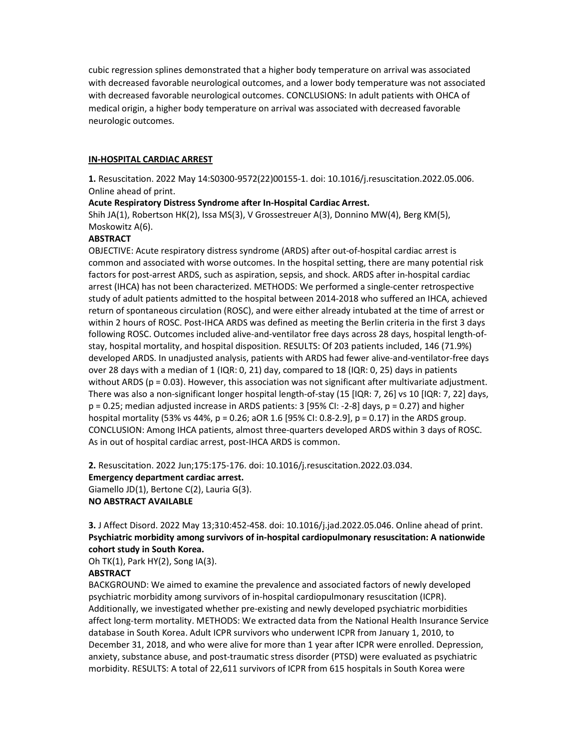cubic regression splines demonstrated that a higher body temperature on arrival was associated with decreased favorable neurological outcomes, and a lower body temperature was not associated with decreased favorable neurological outcomes. CONCLUSIONS: In adult patients with OHCA of medical origin, a higher body temperature on arrival was associated with decreased favorable neurologic outcomes.

## IN-HOSPITAL CARDIAC ARREST

**1.** Resuscitation. 2022 May 14:S0300-9572(22)00155-1. doi: 10.1016/j.resuscitation.2022.05.006. Online ahead of print.

**Acute Respiratory Distress Syndrome after In-Hospital Cardiac Arrest.**

Shih JA(1), Robertson HK(2), Issa MS(3), V Grossestreuer A(3), Donnino MW(4), Berg KM(5), Moskowitz A(6).

**ABSTRACT**

OBJECTIVE: Acute respiratory distress syndrome (ARDS) after out-of-hospital cardiac arrest is common and associated with worse outcomes. In the hospital setting, there are many potential risk factors for post-arrest ARDS, such as aspiration, sepsis, and shock. ARDS after in-hospital cardiac arrest (IHCA) has not been characterized. METHODS: We performed a single-center retrospective study of adult patients admitted to the hospital between 2014-2018 who suffered an IHCA, achieved return of spontaneous circulation (ROSC), and were either already intubated at the time of arrest or within 2 hours of ROSC. Post-IHCA ARDS was defined as meeting the Berlin criteria in the first 3 days following ROSC. Outcomes included alive-and-ventilator free days across 28 days, hospital length-of-stay, hospital mortality, and hospital disposition. RESULTS: Of 203 patients included, 146 (71.9%) developed ARDS. In unadjusted analysis, patients with ARDS had fewer alive-and-ventilator-free days over 28 days with a median of 1 (IQR: 0, 21) day, compared to 18 (IQR: 0, 25) days in patients without ARDS ($p = 0.03$). However, this association was not significant after multivariate adjustment. There was also a non-significant longer hospital length-of-stay (15 [IQR: 7, 26] vs 10 [IQR: 7, 22] days, $p = 0.25$; median adjusted increase in ARDS patients: 3 [95% CI: -2-8] days, $p = 0.27$) and higher hospital mortality (53% vs 44%, $p = 0.26$; aOR 1.6 [95% CI: 0.8-2.9], $p = 0.17$) in the ARDS group. CONCLUSION: Among IHCA patients, almost three-quarters developed ARDS within 3 days of ROSC. As in out of hospital cardiac arrest, post-IHCA ARDS is common.

**2.** Resuscitation. 2022 Jun;175:175-176. doi: 10.1016/j.resuscitation.2022.03.034.

**Emergency department cardiac arrest.**

Giamello JD(1), Bertone C(2), Lauria G(3).

**NO ABSTRACT AVAILABLE**

**3.** J Affect Disord. 2022 May 13;310:452-458. doi: 10.1016/j.jad.2022.05.046. Online ahead of print.

**Psychiatric morbidity among survivors of in-hospital cardiopulmonary resuscitation: A nationwide cohort study in South Korea.**

Oh TK(1), Park HY(2), Song IA(3).

**ABSTRACT**

BACKGROUND: We aimed to examine the prevalence and associated factors of newly developed psychiatric morbidity among survivors of in-hospital cardiopulmonary resuscitation (ICPR). Additionally, we investigated whether pre-existing and newly developed psychiatric morbidities affect long-term mortality. METHODS: We extracted data from the National Health Insurance Service database in South Korea. Adult ICPR survivors who underwent ICPR from January 1, 2010, to December 31, 2018, and who were alive for more than 1 year after ICPR were enrolled. Depression, anxiety, substance abuse, and post-traumatic stress disorder (PTSD) were evaluated as psychiatric morbidity. RESULTS: A total of 22,611 survivors of ICPR from 615 hospitals in South Korea were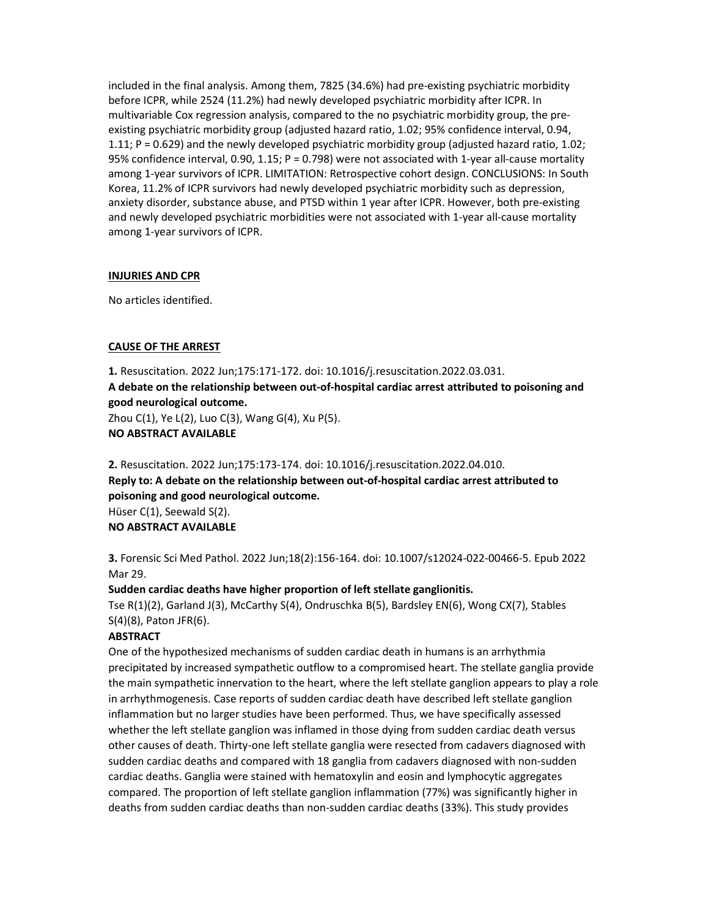included in the final analysis. Among them, 7825 (34.6%) had pre-existing psychiatric morbidity before ICPR, while 2524 (11.2%) had newly developed psychiatric morbidity after ICPR. In multivariable Cox regression analysis, compared to the no psychiatric morbidity group, the pre-existing psychiatric morbidity group (adjusted hazard ratio, 1.02; 95% confidence interval, 0.94, 1.11; P = 0.629) and the newly developed psychiatric morbidity group (adjusted hazard ratio, 1.02; 95% confidence interval, 0.90, 1.15; P = 0.798) were not associated with 1-year all-cause mortality among 1-year survivors of ICPR. LIMITATION: Retrospective cohort design. CONCLUSIONS: In South Korea, 11.2% of ICPR survivors had newly developed psychiatric morbidity such as depression, anxiety disorder, substance abuse, and PTSD within 1 year after ICPR. However, both pre-existing and newly developed psychiatric morbidities were not associated with 1-year all-cause mortality among 1-year survivors of ICPR.

## INJURIES AND CPR

No articles identified.

## CAUSE OF THE ARREST

**1.** Resuscitation. 2022 Jun;175:171-172. doi: 10.1016/j.resuscitation.2022.03.031.
**A debate on the relationship between out-of-hospital cardiac arrest attributed to poisoning and good neurological outcome.**
Zhou C(1), Ye L(2), Luo C(3), Wang G(4), Xu P(5).
**NO ABSTRACT AVAILABLE**

**2.** Resuscitation. 2022 Jun;175:173-174. doi: 10.1016/j.resuscitation.2022.04.010.
**Reply to: A debate on the relationship between out-of-hospital cardiac arrest attributed to poisoning and good neurological outcome.**
Hüser C(1), Seewald S(2).
**NO ABSTRACT AVAILABLE**

**3.** Forensic Sci Med Pathol. 2022 Jun;18(2):156-164. doi: 10.1007/s12024-022-00466-5. Epub 2022 Mar 29.
**Sudden cardiac deaths have higher proportion of left stellate ganglionitis.**
Tse R(1)(2), Garland J(3), McCarthy S(4), Ondruschka B(5), Bardsley EN(6), Wong CX(7), Stables S(4)(8), Paton JFR(6).
**ABSTRACT**
One of the hypothesized mechanisms of sudden cardiac death in humans is an arrhythmia precipitated by increased sympathetic outflow to a compromised heart. The stellate ganglia provide the main sympathetic innervation to the heart, where the left stellate ganglion appears to play a role in arrhythmogenesis. Case reports of sudden cardiac death have described left stellate ganglion inflammation but no larger studies have been performed. Thus, we have specifically assessed whether the left stellate ganglion was inflamed in those dying from sudden cardiac death versus other causes of death. Thirty-one left stellate ganglia were resected from cadavers diagnosed with sudden cardiac deaths and compared with 18 ganglia from cadavers diagnosed with non-sudden cardiac deaths. Ganglia were stained with hematoxylin and eosin and lymphocytic aggregates compared. The proportion of left stellate ganglion inflammation (77%) was significantly higher in deaths from sudden cardiac deaths than non-sudden cardiac deaths (33%). This study provides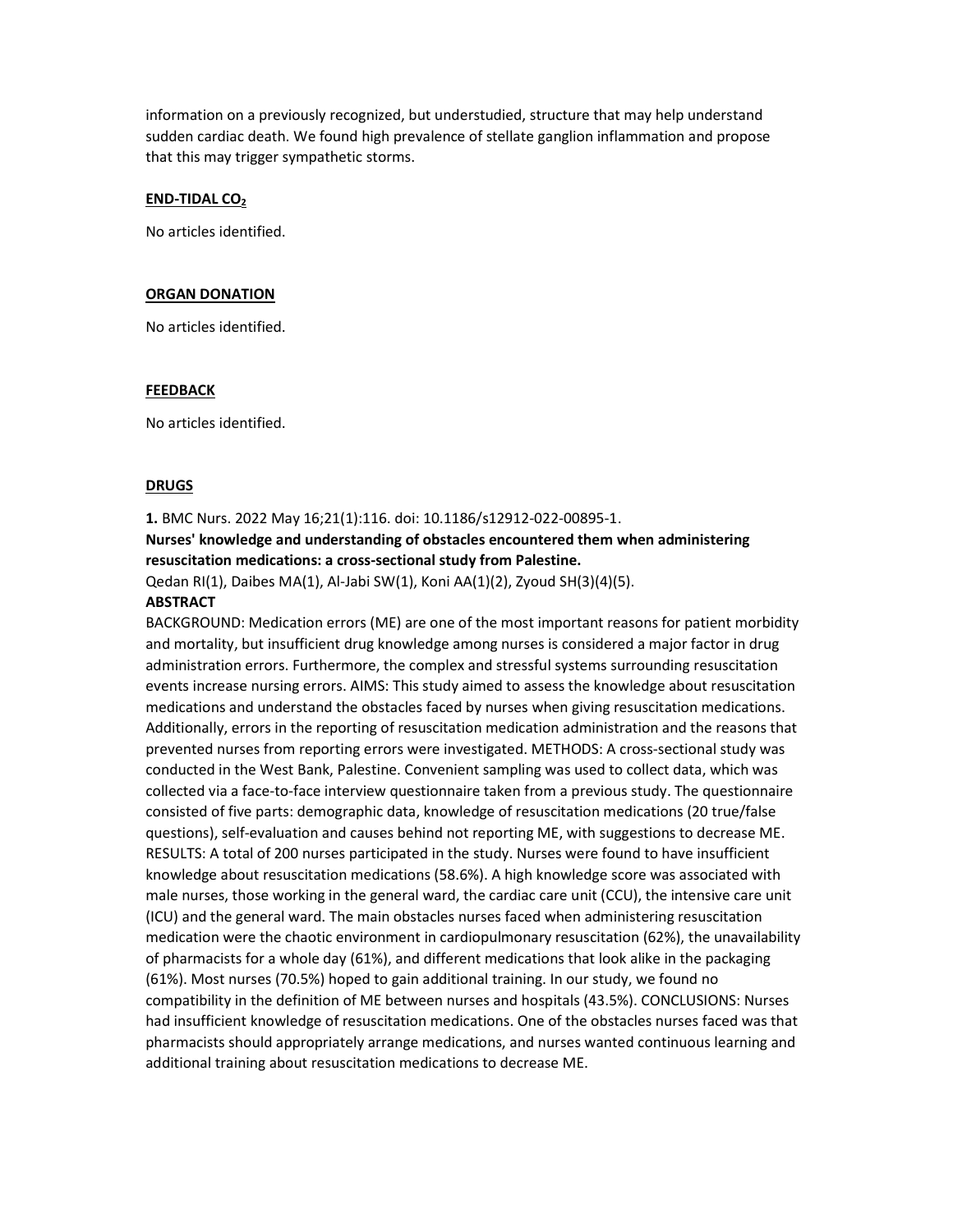information on a previously recognized, but understudied, structure that may help understand sudden cardiac death. We found high prevalence of stellate ganglion inflammation and propose that this may trigger sympathetic storms.

## END-TIDAL $CO_2$

No articles identified.

## ORGAN DONATION

No articles identified.

## FEEDBACK

No articles identified.

## DRUGS

**1.** BMC Nurs. 2022 May 16;21(1):116. doi: 10.1186/s12912-022-00895-1.

**Nurses' knowledge and understanding of obstacles encountered them when administering resuscitation medications: a cross-sectional study from Palestine.**

Qedan RI(1), Daibes MA(1), Al-Jabi SW(1), Koni AA(1)(2), Zyoud SH(3)(4)(5).

**ABSTRACT**

BACKGROUND: Medication errors (ME) are one of the most important reasons for patient morbidity and mortality, but insufficient drug knowledge among nurses is considered a major factor in drug administration errors. Furthermore, the complex and stressful systems surrounding resuscitation events increase nursing errors. AIMS: This study aimed to assess the knowledge about resuscitation medications and understand the obstacles faced by nurses when giving resuscitation medications. Additionally, errors in the reporting of resuscitation medication administration and the reasons that prevented nurses from reporting errors were investigated. METHODS: A cross-sectional study was conducted in the West Bank, Palestine. Convenient sampling was used to collect data, which was collected via a face-to-face interview questionnaire taken from a previous study. The questionnaire consisted of five parts: demographic data, knowledge of resuscitation medications (20 true/false questions), self-evaluation and causes behind not reporting ME, with suggestions to decrease ME. RESULTS: A total of 200 nurses participated in the study. Nurses were found to have insufficient knowledge about resuscitation medications (58.6%). A high knowledge score was associated with male nurses, those working in the general ward, the cardiac care unit (CCU), the intensive care unit (ICU) and the general ward. The main obstacles nurses faced when administering resuscitation medication were the chaotic environment in cardiopulmonary resuscitation (62%), the unavailability of pharmacists for a whole day (61%), and different medications that look alike in the packaging (61%). Most nurses (70.5%) hoped to gain additional training. In our study, we found no compatibility in the definition of ME between nurses and hospitals (43.5%). CONCLUSIONS: Nurses had insufficient knowledge of resuscitation medications. One of the obstacles nurses faced was that pharmacists should appropriately arrange medications, and nurses wanted continuous learning and additional training about resuscitation medications to decrease ME.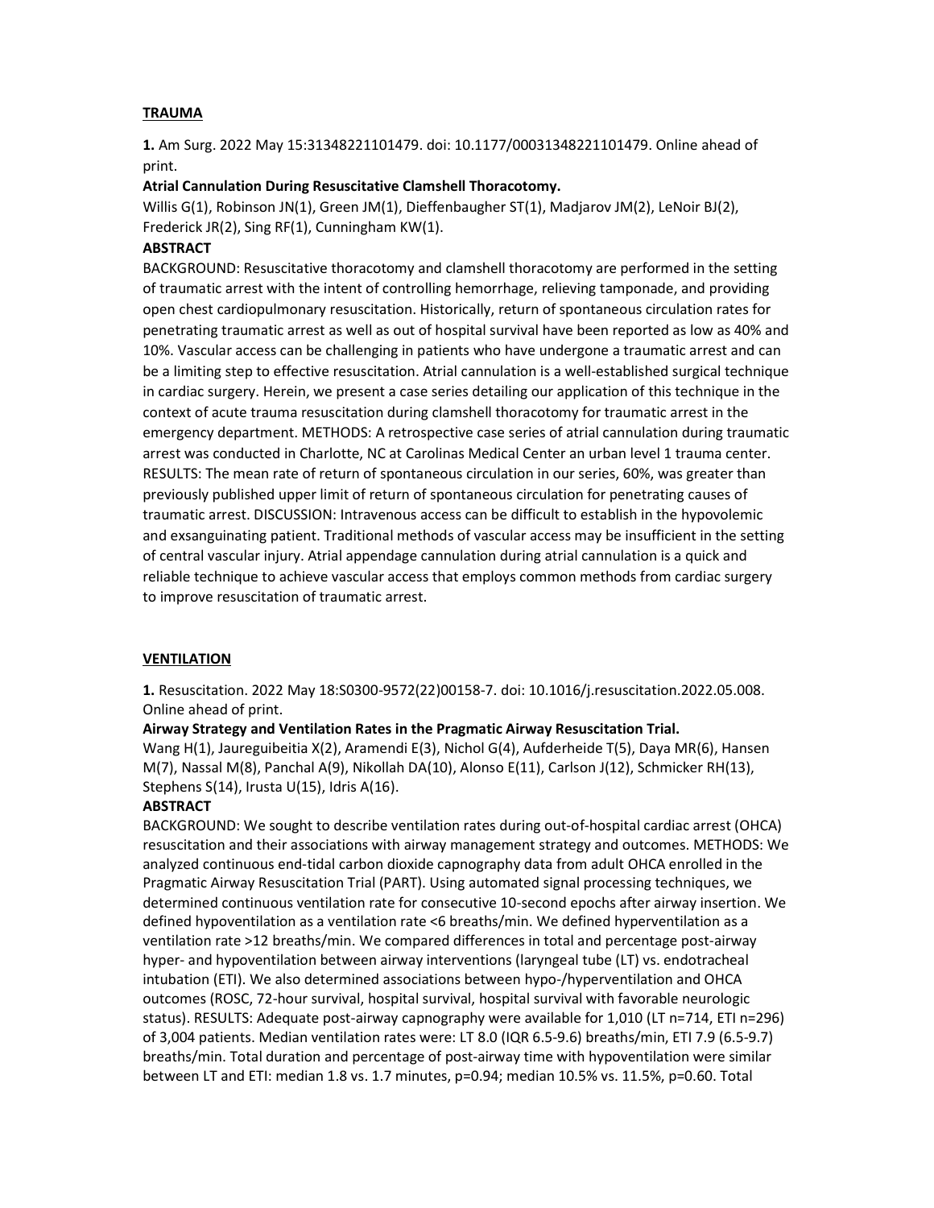## TRAUMA

**1.** Am Surg. 2022 May 15:31348221101479. doi: 10.1177/00031348221101479. Online ahead of print.

**Atrial Cannulation During Resuscitative Clamshell Thoracotomy.**

Willis G(1), Robinson JN(1), Green JM(1), Dieffenbaugher ST(1), Madjarov JM(2), LeNoir BJ(2), Frederick JR(2), Sing RF(1), Cunningham KW(1).

**ABSTRACT**

BACKGROUND: Resuscitative thoracotomy and clamshell thoracotomy are performed in the setting of traumatic arrest with the intent of controlling hemorrhage, relieving tamponade, and providing open chest cardiopulmonary resuscitation. Historically, return of spontaneous circulation rates for penetrating traumatic arrest as well as out of hospital survival have been reported as low as 40% and 10%. Vascular access can be challenging in patients who have undergone a traumatic arrest and can be a limiting step to effective resuscitation. Atrial cannulation is a well-established surgical technique in cardiac surgery. Herein, we present a case series detailing our application of this technique in the context of acute trauma resuscitation during clamshell thoracotomy for traumatic arrest in the emergency department. METHODS: A retrospective case series of atrial cannulation during traumatic arrest was conducted in Charlotte, NC at Carolinas Medical Center an urban level 1 trauma center. RESULTS: The mean rate of return of spontaneous circulation in our series, 60%, was greater than previously published upper limit of return of spontaneous circulation for penetrating causes of traumatic arrest. DISCUSSION: Intravenous access can be difficult to establish in the hypovolemic and exsanguinating patient. Traditional methods of vascular access may be insufficient in the setting of central vascular injury. Atrial appendage cannulation during atrial cannulation is a quick and reliable technique to achieve vascular access that employs common methods from cardiac surgery to improve resuscitation of traumatic arrest.

## VENTILATION

**1.** Resuscitation. 2022 May 18:S0300-9572(22)00158-7. doi: 10.1016/j.resuscitation.2022.05.008. Online ahead of print.

**Airway Strategy and Ventilation Rates in the Pragmatic Airway Resuscitation Trial.**

Wang H(1), Jaureguibeitia X(2), Aramendi E(3), Nichol G(4), Aufderheide T(5), Daya MR(6), Hansen M(7), Nassal M(8), Panchal A(9), Nikollah DA(10), Alonso E(11), Carlson J(12), Schmicker RH(13), Stephens S(14), Irusta U(15), Idris A(16).

**ABSTRACT**

BACKGROUND: We sought to describe ventilation rates during out-of-hospital cardiac arrest (OHCA) resuscitation and their associations with airway management strategy and outcomes. METHODS: We analyzed continuous end-tidal carbon dioxide capnography data from adult OHCA enrolled in the Pragmatic Airway Resuscitation Trial (PART). Using automated signal processing techniques, we determined continuous ventilation rate for consecutive 10-second epochs after airway insertion. We defined hypoventilation as a ventilation rate <6 breaths/min. We defined hyperventilation as a ventilation rate >12 breaths/min. We compared differences in total and percentage post-airway hyper- and hypoventilation between airway interventions (laryngeal tube (LT) vs. endotracheal intubation (ETI). We also determined associations between hypo-/hyperventilation and OHCA outcomes (ROSC, 72-hour survival, hospital survival, hospital survival with favorable neurologic status). RESULTS: Adequate post-airway capnography were available for 1,010 (LT n=714, ETI n=296) of 3,004 patients. Median ventilation rates were: LT 8.0 (IQR 6.5-9.6) breaths/min, ETI 7.9 (6.5-9.7) breaths/min. Total duration and percentage of post-airway time with hypoventilation were similar between LT and ETI: median 1.8 vs. 1.7 minutes, p=0.94; median 10.5% vs. 11.5%, p=0.60. Total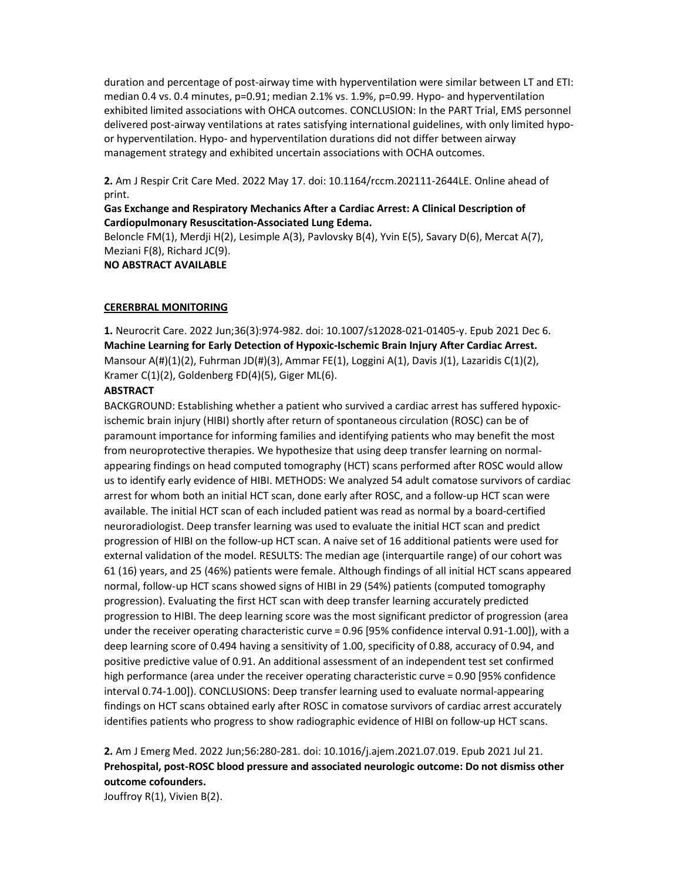duration and percentage of post-airway time with hyperventilation were similar between LT and ETI: median 0.4 vs. 0.4 minutes, p=0.91; median 2.1% vs. 1.9%, p=0.99. Hypo- and hyperventilation exhibited limited associations with OHCA outcomes. CONCLUSION: In the PART Trial, EMS personnel delivered post-airway ventilations at rates satisfying international guidelines, with only limited hypo- or hyperventilation. Hypo- and hyperventilation durations did not differ between airway management strategy and exhibited uncertain associations with OCHA outcomes.

**2.** Am J Respir Crit Care Med. 2022 May 17. doi: 10.1164/rccm.202111-2644LE. Online ahead of print.
**Gas Exchange and Respiratory Mechanics After a Cardiac Arrest: A Clinical Description of Cardiopulmonary Resuscitation-Associated Lung Edema.**
Beloncle FM(1), Merdji H(2), Lesimple A(3), Pavlovsky B(4), Yvin E(5), Savary D(6), Mercat A(7), Meziani F(8), Richard JC(9).
**NO ABSTRACT AVAILABLE**

**CERERBRAL MONITORING**

**1.** Neurocrit Care. 2022 Jun;36(3):974-982. doi: 10.1007/s12028-021-01405-y. Epub 2021 Dec 6.
**Machine Learning for Early Detection of Hypoxic-Ischemic Brain Injury After Cardiac Arrest.**
Mansour A(#)(1)(2), Fuhrman JD(#)(3), Ammar FE(1), Loggini A(1), Davis J(1), Lazaridis C(1)(2), Kramer C(1)(2), Goldenberg FD(4)(5), Giger ML(6).
**ABSTRACT**
BACKGROUND: Establishing whether a patient who survived a cardiac arrest has suffered hypoxic-ischemic brain injury (HIBI) shortly after return of spontaneous circulation (ROSC) can be of paramount importance for informing families and identifying patients who may benefit the most from neuroprotective therapies. We hypothesize that using deep transfer learning on normal-appearing findings on head computed tomography (HCT) scans performed after ROSC would allow us to identify early evidence of HIBI. METHODS: We analyzed 54 adult comatose survivors of cardiac arrest for whom both an initial HCT scan, done early after ROSC, and a follow-up HCT scan were available. The initial HCT scan of each included patient was read as normal by a board-certified neuroradiologist. Deep transfer learning was used to evaluate the initial HCT scan and predict progression of HIBI on the follow-up HCT scan. A naive set of 16 additional patients were used for external validation of the model. RESULTS: The median age (interquartile range) of our cohort was 61 (16) years, and 25 (46%) patients were female. Although findings of all initial HCT scans appeared normal, follow-up HCT scans showed signs of HIBI in 29 (54%) patients (computed tomography progression). Evaluating the first HCT scan with deep transfer learning accurately predicted progression to HIBI. The deep learning score was the most significant predictor of progression (area under the receiver operating characteristic curve = 0.96 [95% confidence interval 0.91-1.00]), with a deep learning score of 0.494 having a sensitivity of 1.00, specificity of 0.88, accuracy of 0.94, and positive predictive value of 0.91. An additional assessment of an independent test set confirmed high performance (area under the receiver operating characteristic curve = 0.90 [95% confidence interval 0.74-1.00]). CONCLUSIONS: Deep transfer learning used to evaluate normal-appearing findings on HCT scans obtained early after ROSC in comatose survivors of cardiac arrest accurately identifies patients who progress to show radiographic evidence of HIBI on follow-up HCT scans.

**2.** Am J Emerg Med. 2022 Jun;56:280-281. doi: 10.1016/j.ajem.2021.07.019. Epub 2021 Jul 21.
**Prehospital, post-ROSC blood pressure and associated neurologic outcome: Do not dismiss other outcome cofounders.**
Jouffroy R(1), Vivien B(2).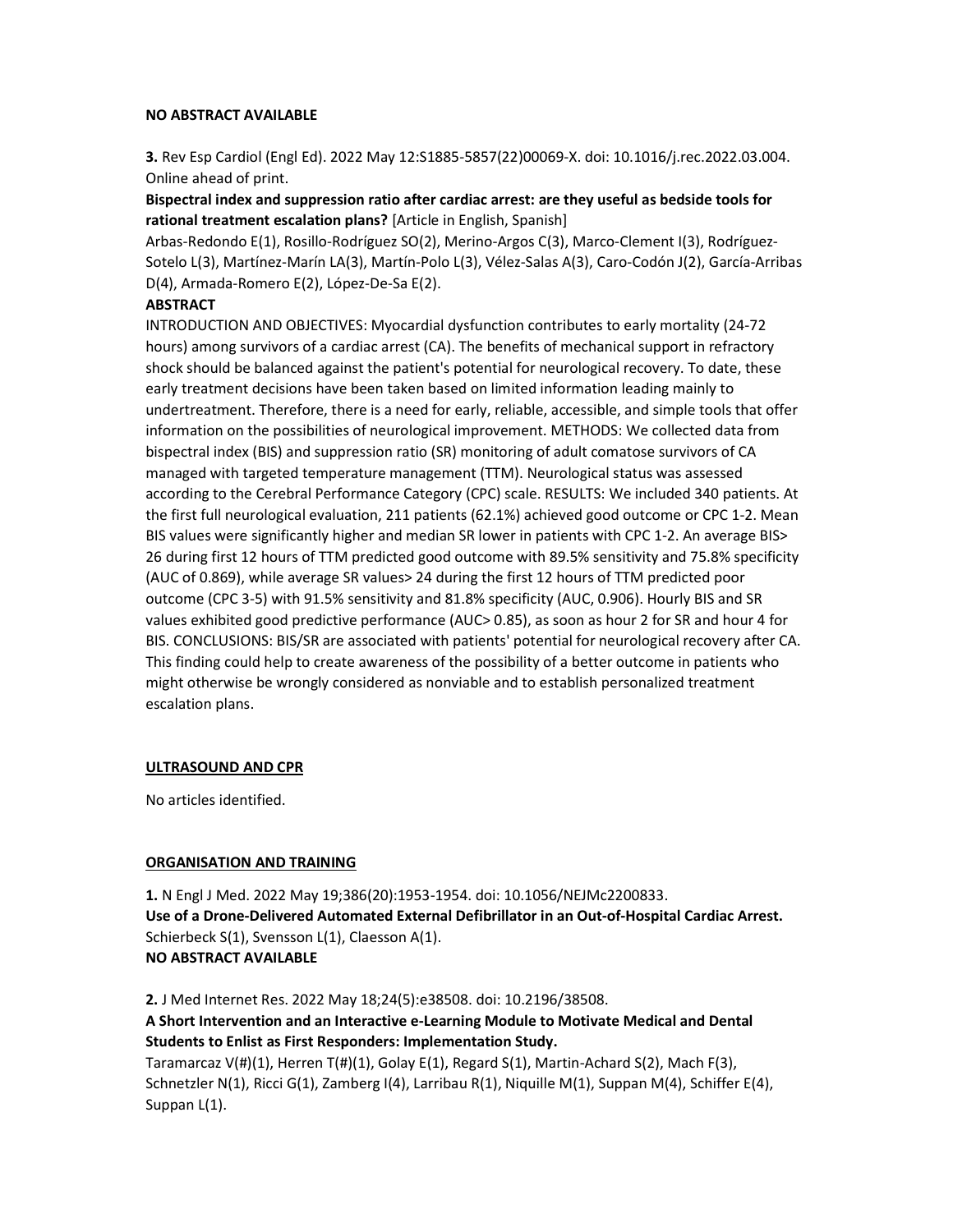**NO ABSTRACT AVAILABLE**

**3.** Rev Esp Cardiol (Engl Ed). 2022 May 12:S1885-5857(22)00069-X. doi: 10.1016/j.rec.2022.03.004. Online ahead of print.

**Bispectral index and suppression ratio after cardiac arrest: are they useful as bedside tools for rational treatment escalation plans?** [Article in English, Spanish]

Arbas-Redondo E(1), Rosillo-Rodríguez SO(2), Merino-Argos C(3), Marco-Clement I(3), Rodríguez-Sotelo L(3), Martínez-Marín LA(3), Martín-Polo L(3), Vélez-Salas A(3), Caro-Codón J(2), García-Arribas D(4), Armada-Romero E(2), López-De-Sa E(2).

**ABSTRACT**

INTRODUCTION AND OBJECTIVES: Myocardial dysfunction contributes to early mortality (24-72 hours) among survivors of a cardiac arrest (CA). The benefits of mechanical support in refractory shock should be balanced against the patient's potential for neurological recovery. To date, these early treatment decisions have been taken based on limited information leading mainly to undertreatment. Therefore, there is a need for early, reliable, accessible, and simple tools that offer information on the possibilities of neurological improvement. METHODS: We collected data from bispectral index (BIS) and suppression ratio (SR) monitoring of adult comatose survivors of CA managed with targeted temperature management (TTM). Neurological status was assessed according to the Cerebral Performance Category (CPC) scale. RESULTS: We included 340 patients. At the first full neurological evaluation, 211 patients (62.1%) achieved good outcome or CPC 1-2. Mean BIS values were significantly higher and median SR lower in patients with CPC 1-2. An average BIS> 26 during first 12 hours of TTM predicted good outcome with 89.5% sensitivity and 75.8% specificity (AUC of 0.869), while average SR values> 24 during the first 12 hours of TTM predicted poor outcome (CPC 3-5) with 91.5% sensitivity and 81.8% specificity (AUC, 0.906). Hourly BIS and SR values exhibited good predictive performance (AUC> 0.85), as soon as hour 2 for SR and hour 4 for BIS. CONCLUSIONS: BIS/SR are associated with patients' potential for neurological recovery after CA. This finding could help to create awareness of the possibility of a better outcome in patients who might otherwise be wrongly considered as nonviable and to establish personalized treatment escalation plans.

**ULTRASOUND AND CPR**

No articles identified.

**ORGANISATION AND TRAINING**

**1.** N Engl J Med. 2022 May 19;386(20):1953-1954. doi: 10.1056/NEJMc2200833.

**Use of a Drone-Delivered Automated External Defibrillator in an Out-of-Hospital Cardiac Arrest.**

Schierbeck S(1), Svensson L(1), Claesson A(1).

**NO ABSTRACT AVAILABLE**

**2.** J Med Internet Res. 2022 May 18;24(5):e38508. doi: 10.2196/38508.

**A Short Intervention and an Interactive e-Learning Module to Motivate Medical and Dental Students to Enlist as First Responders: Implementation Study.**

Taramarcaz V(#)(1), Herren T(#)(1), Golay E(1), Regard S(1), Martin-Achard S(2), Mach F(3), Schnetzler N(1), Ricci G(1), Zamberg I(4), Larribau R(1), Niquille M(1), Suppan M(4), Schiffer E(4), Suppan L(1).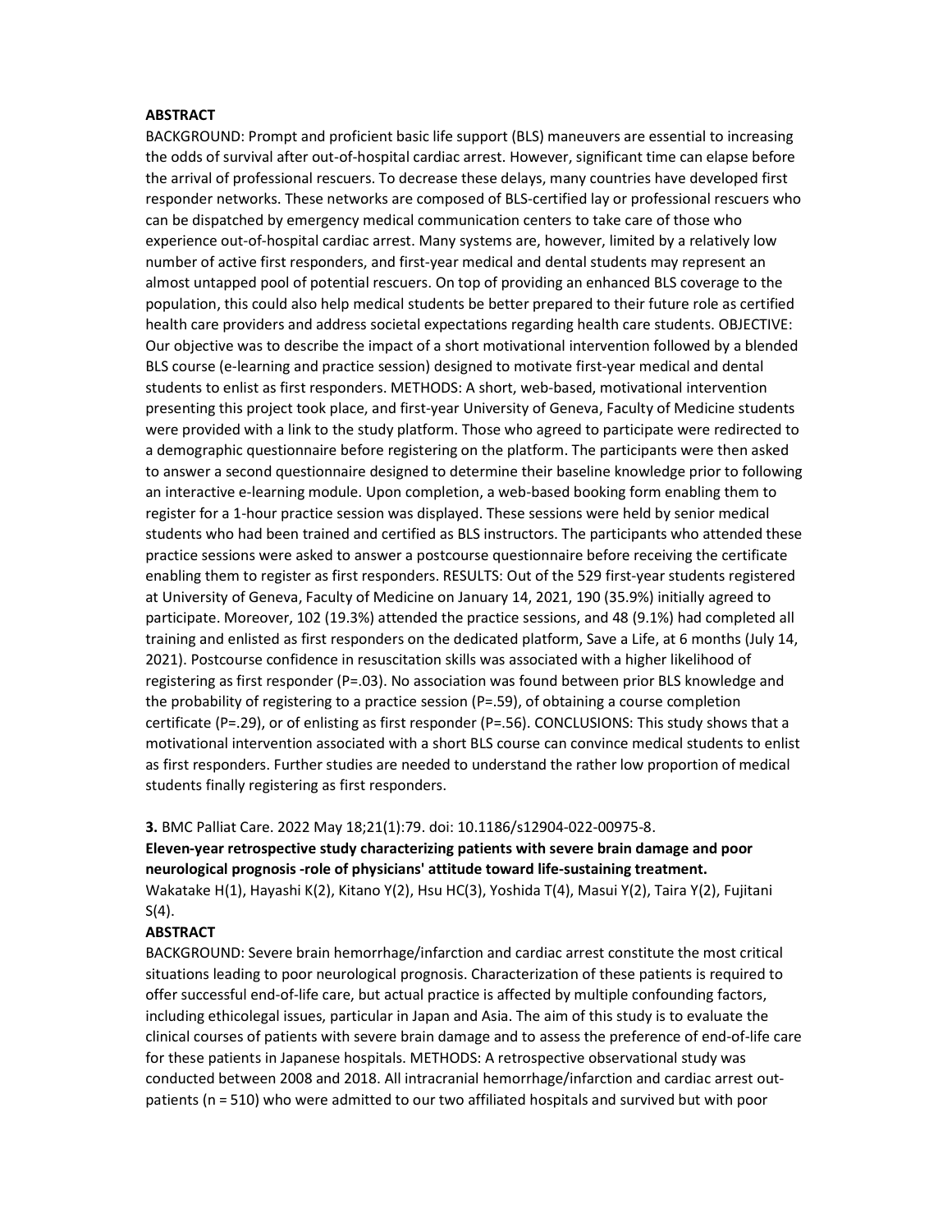**ABSTRACT**

BACKGROUND: Prompt and proficient basic life support (BLS) maneuvers are essential to increasing the odds of survival after out-of-hospital cardiac arrest. However, significant time can elapse before the arrival of professional rescuers. To decrease these delays, many countries have developed first responder networks. These networks are composed of BLS-certified lay or professional rescuers who can be dispatched by emergency medical communication centers to take care of those who experience out-of-hospital cardiac arrest. Many systems are, however, limited by a relatively low number of active first responders, and first-year medical and dental students may represent an almost untapped pool of potential rescuers. On top of providing an enhanced BLS coverage to the population, this could also help medical students be better prepared to their future role as certified health care providers and address societal expectations regarding health care students. OBJECTIVE: Our objective was to describe the impact of a short motivational intervention followed by a blended BLS course (e-learning and practice session) designed to motivate first-year medical and dental students to enlist as first responders. METHODS: A short, web-based, motivational intervention presenting this project took place, and first-year University of Geneva, Faculty of Medicine students were provided with a link to the study platform. Those who agreed to participate were redirected to a demographic questionnaire before registering on the platform. The participants were then asked to answer a second questionnaire designed to determine their baseline knowledge prior to following an interactive e-learning module. Upon completion, a web-based booking form enabling them to register for a 1-hour practice session was displayed. These sessions were held by senior medical students who had been trained and certified as BLS instructors. The participants who attended these practice sessions were asked to answer a postcourse questionnaire before receiving the certificate enabling them to register as first responders. RESULTS: Out of the 529 first-year students registered at University of Geneva, Faculty of Medicine on January 14, 2021, 190 (35.9%) initially agreed to participate. Moreover, 102 (19.3%) attended the practice sessions, and 48 (9.1%) had completed all training and enlisted as first responders on the dedicated platform, Save a Life, at 6 months (July 14, 2021). Postcourse confidence in resuscitation skills was associated with a higher likelihood of registering as first responder (P=.03). No association was found between prior BLS knowledge and the probability of registering to a practice session (P=.59), of obtaining a course completion certificate (P=.29), or of enlisting as first responder (P=.56). CONCLUSIONS: This study shows that a motivational intervention associated with a short BLS course can convince medical students to enlist as first responders. Further studies are needed to understand the rather low proportion of medical students finally registering as first responders.

**3.** BMC Palliat Care. 2022 May 18;21(1):79. doi: 10.1186/s12904-022-00975-8.

**Eleven-year retrospective study characterizing patients with severe brain damage and poor neurological prognosis -role of physicians' attitude toward life-sustaining treatment.**

Wakatake H(1), Hayashi K(2), Kitano Y(2), Hsu HC(3), Yoshida T(4), Masui Y(2), Taira Y(2), Fujitani S(4).

**ABSTRACT**

BACKGROUND: Severe brain hemorrhage/infarction and cardiac arrest constitute the most critical situations leading to poor neurological prognosis. Characterization of these patients is required to offer successful end-of-life care, but actual practice is affected by multiple confounding factors, including ethicolegal issues, particular in Japan and Asia. The aim of this study is to evaluate the clinical courses of patients with severe brain damage and to assess the preference of end-of-life care for these patients in Japanese hospitals. METHODS: A retrospective observational study was conducted between 2008 and 2018. All intracranial hemorrhage/infarction and cardiac arrest out-patients (n = 510) who were admitted to our two affiliated hospitals and survived but with poor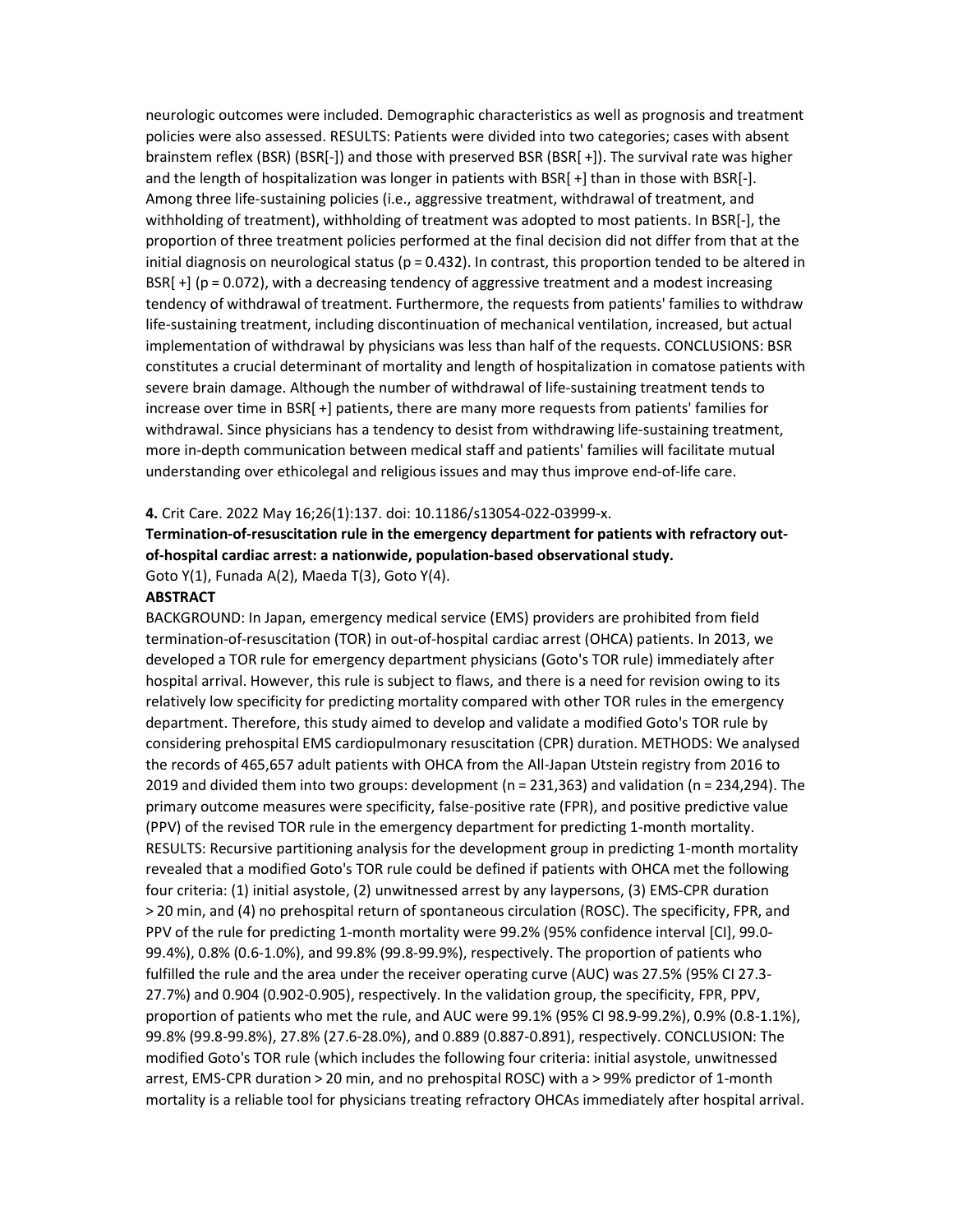neurologic outcomes were included. Demographic characteristics as well as prognosis and treatment policies were also assessed. RESULTS: Patients were divided into two categories; cases with absent brainstem reflex (BSR) (BSR[-]) and those with preserved BSR (BSR[ +]). The survival rate was higher and the length of hospitalization was longer in patients with BSR[ +] than in those with BSR[-]. Among three life-sustaining policies (i.e., aggressive treatment, withdrawal of treatment, and withholding of treatment), withholding of treatment was adopted to most patients. In BSR[-], the proportion of three treatment policies performed at the final decision did not differ from that at the initial diagnosis on neurological status ($p = 0.432$). In contrast, this proportion tended to be altered in BSR[ +] ($p = 0.072$), with a decreasing tendency of aggressive treatment and a modest increasing tendency of withdrawal of treatment. Furthermore, the requests from patients' families to withdraw life-sustaining treatment, including discontinuation of mechanical ventilation, increased, but actual implementation of withdrawal by physicians was less than half of the requests. CONCLUSIONS: BSR constitutes a crucial determinant of mortality and length of hospitalization in comatose patients with severe brain damage. Although the number of withdrawal of life-sustaining treatment tends to increase over time in BSR[ +] patients, there are many more requests from patients' families for withdrawal. Since physicians has a tendency to desist from withdrawing life-sustaining treatment, more in-depth communication between medical staff and patients' families will facilitate mutual understanding over ethicolegal and religious issues and may thus improve end-of-life care.

**4.** Crit Care. 2022 May 16;26(1):137. doi: 10.1186/s13054-022-03999-x.

**Termination-of-resuscitation rule in the emergency department for patients with refractory out-of-hospital cardiac arrest: a nationwide, population-based observational study.**

Goto Y(1), Funada A(2), Maeda T(3), Goto Y(4).

**ABSTRACT**

BACKGROUND: In Japan, emergency medical service (EMS) providers are prohibited from field termination-of-resuscitation (TOR) in out-of-hospital cardiac arrest (OHCA) patients. In 2013, we developed a TOR rule for emergency department physicians (Goto's TOR rule) immediately after hospital arrival. However, this rule is subject to flaws, and there is a need for revision owing to its relatively low specificity for predicting mortality compared with other TOR rules in the emergency department. Therefore, this study aimed to develop and validate a modified Goto's TOR rule by considering prehospital EMS cardiopulmonary resuscitation (CPR) duration. METHODS: We analysed the records of 465,657 adult patients with OHCA from the All-Japan Utstein registry from 2016 to 2019 and divided them into two groups: development ($n = 231,363$) and validation ($n = 234,294$). The primary outcome measures were specificity, false-positive rate (FPR), and positive predictive value (PPV) of the revised TOR rule in the emergency department for predicting 1-month mortality. RESULTS: Recursive partitioning analysis for the development group in predicting 1-month mortality revealed that a modified Goto's TOR rule could be defined if patients with OHCA met the following four criteria: (1) initial asystole, (2) unwitnessed arrest by any laypersons, (3) EMS-CPR duration > 20 min, and (4) no prehospital return of spontaneous circulation (ROSC). The specificity, FPR, and PPV of the rule for predicting 1-month mortality were 99.2% (95% confidence interval [CI], 99.0-99.4%), 0.8% (0.6-1.0%), and 99.8% (99.8-99.9%), respectively. The proportion of patients who fulfilled the rule and the area under the receiver operating curve (AUC) was 27.5% (95% CI 27.3-27.7%) and 0.904 (0.902-0.905), respectively. In the validation group, the specificity, FPR, PPV, proportion of patients who met the rule, and AUC were 99.1% (95% CI 98.9-99.2%), 0.9% (0.8-1.1%), 99.8% (99.8-99.8%), 27.8% (27.6-28.0%), and 0.889 (0.887-0.891), respectively. CONCLUSION: The modified Goto's TOR rule (which includes the following four criteria: initial asystole, unwitnessed arrest, EMS-CPR duration > 20 min, and no prehospital ROSC) with a > 99% predictor of 1-month mortality is a reliable tool for physicians treating refractory OHCAs immediately after hospital arrival.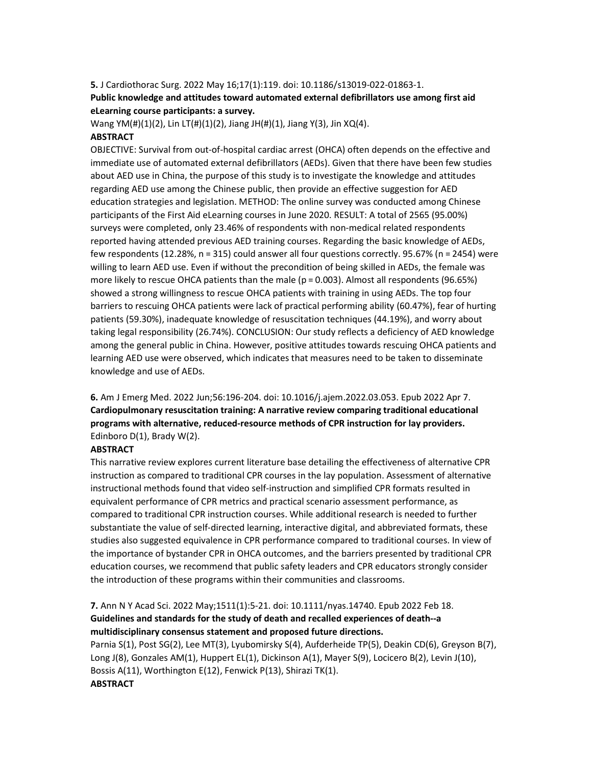**5.** J Cardiothorac Surg. 2022 May 16;17(1):119. doi: 10.1186/s13019-022-01863-1.

**Public knowledge and attitudes toward automated external defibrillators use among first aid eLearning course participants: a survey.**

Wang YM(#)(1)(2), Lin LT(#)(1)(2), Jiang JH(#)(1), Jiang Y(3), Jin XQ(4).

**ABSTRACT**

OBJECTIVE: Survival from out-of-hospital cardiac arrest (OHCA) often depends on the effective and immediate use of automated external defibrillators (AEDs). Given that there have been few studies about AED use in China, the purpose of this study is to investigate the knowledge and attitudes regarding AED use among the Chinese public, then provide an effective suggestion for AED education strategies and legislation. METHOD: The online survey was conducted among Chinese participants of the First Aid eLearning courses in June 2020. RESULT: A total of 2565 (95.00%) surveys were completed, only 23.46% of respondents with non-medical related respondents reported having attended previous AED training courses. Regarding the basic knowledge of AEDs, few respondents (12.28%, n = 315) could answer all four questions correctly. 95.67% (n = 2454) were willing to learn AED use. Even if without the precondition of being skilled in AEDs, the female was more likely to rescue OHCA patients than the male (p = 0.003). Almost all respondents (96.65%) showed a strong willingness to rescue OHCA patients with training in using AEDs. The top four barriers to rescuing OHCA patients were lack of practical performing ability (60.47%), fear of hurting patients (59.30%), inadequate knowledge of resuscitation techniques (44.19%), and worry about taking legal responsibility (26.74%). CONCLUSION: Our study reflects a deficiency of AED knowledge among the general public in China. However, positive attitudes towards rescuing OHCA patients and learning AED use were observed, which indicates that measures need to be taken to disseminate knowledge and use of AEDs.

**6.** Am J Emerg Med. 2022 Jun;56:196-204. doi: 10.1016/j.ajem.2022.03.053. Epub 2022 Apr 7.

**Cardiopulmonary resuscitation training: A narrative review comparing traditional educational programs with alternative, reduced-resource methods of CPR instruction for lay providers.**

Edinboro D(1), Brady W(2).

**ABSTRACT**

This narrative review explores current literature base detailing the effectiveness of alternative CPR instruction as compared to traditional CPR courses in the lay population. Assessment of alternative instructional methods found that video self-instruction and simplified CPR formats resulted in equivalent performance of CPR metrics and practical scenario assessment performance, as compared to traditional CPR instruction courses. While additional research is needed to further substantiate the value of self-directed learning, interactive digital, and abbreviated formats, these studies also suggested equivalence in CPR performance compared to traditional courses. In view of the importance of bystander CPR in OHCA outcomes, and the barriers presented by traditional CPR education courses, we recommend that public safety leaders and CPR educators strongly consider the introduction of these programs within their communities and classrooms.

**7.** Ann N Y Acad Sci. 2022 May;1511(1):5-21. doi: 10.1111/nyas.14740. Epub 2022 Feb 18.

**Guidelines and standards for the study of death and recalled experiences of death--a multidisciplinary consensus statement and proposed future directions.**

Parnia S(1), Post SG(2), Lee MT(3), Lyubomirsky S(4), Aufderheide TP(5), Deakin CD(6), Greyson B(7), Long J(8), Gonzales AM(1), Huppert EL(1), Dickinson A(1), Mayer S(9), Locicero B(2), Levin J(10), Bossis A(11), Worthington E(12), Fenwick P(13), Shirazi TK(1).

**ABSTRACT**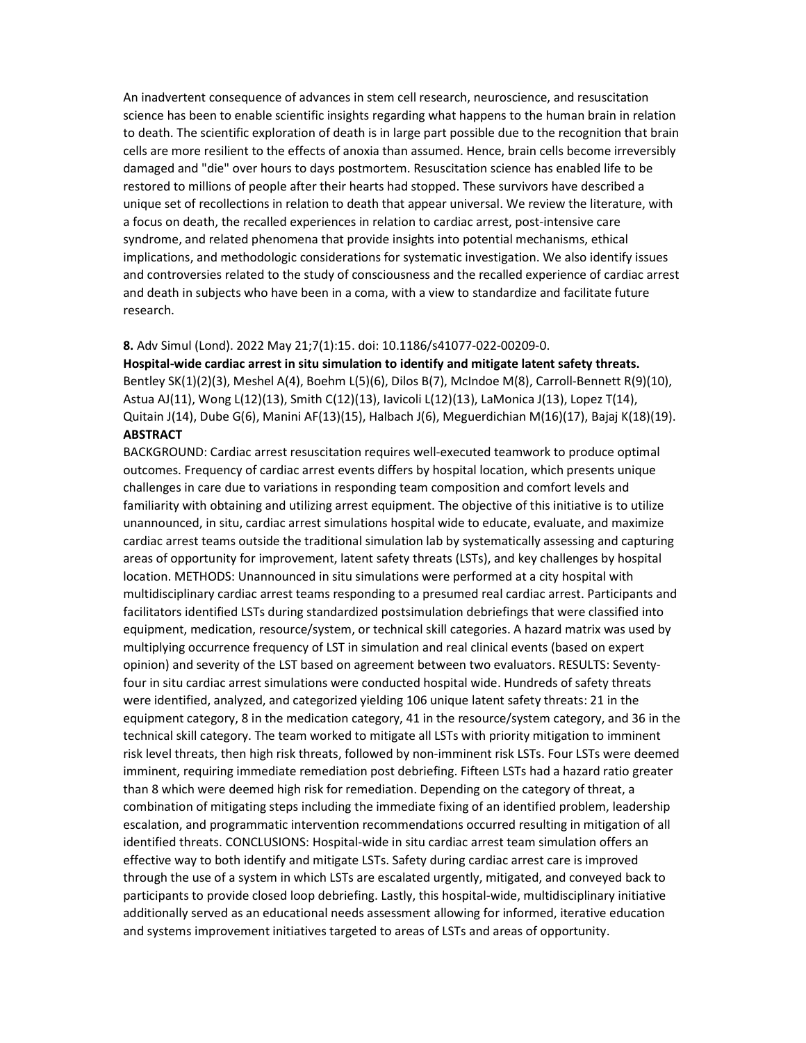An inadvertent consequence of advances in stem cell research, neuroscience, and resuscitation science has been to enable scientific insights regarding what happens to the human brain in relation to death. The scientific exploration of death is in large part possible due to the recognition that brain cells are more resilient to the effects of anoxia than assumed. Hence, brain cells become irreversibly damaged and "die" over hours to days postmortem. Resuscitation science has enabled life to be restored to millions of people after their hearts had stopped. These survivors have described a unique set of recollections in relation to death that appear universal. We review the literature, with a focus on death, the recalled experiences in relation to cardiac arrest, post-intensive care syndrome, and related phenomena that provide insights into potential mechanisms, ethical implications, and methodologic considerations for systematic investigation. We also identify issues and controversies related to the study of consciousness and the recalled experience of cardiac arrest and death in subjects who have been in a coma, with a view to standardize and facilitate future research.

**8.** Adv Simul (Lond). 2022 May 21;7(1):15. doi: 10.1186/s41077-022-00209-0.

**Hospital-wide cardiac arrest in situ simulation to identify and mitigate latent safety threats.**

Bentley SK(1)(2)(3), Meshel A(4), Boehm L(5)(6), Dilos B(7), McIndoe M(8), Carroll-Bennett R(9)(10), Astua AJ(11), Wong L(12)(13), Smith C(12)(13), Iavicoli L(12)(13), LaMonica J(13), Lopez T(14), Quitain J(14), Dube G(6), Manini AF(13)(15), Halbach J(6), Meguerdichian M(16)(17), Bajaj K(18)(19).

**ABSTRACT**

BACKGROUND: Cardiac arrest resuscitation requires well-executed teamwork to produce optimal outcomes. Frequency of cardiac arrest events differs by hospital location, which presents unique challenges in care due to variations in responding team composition and comfort levels and familiarity with obtaining and utilizing arrest equipment. The objective of this initiative is to utilize unannounced, in situ, cardiac arrest simulations hospital wide to educate, evaluate, and maximize cardiac arrest teams outside the traditional simulation lab by systematically assessing and capturing areas of opportunity for improvement, latent safety threats (LSTs), and key challenges by hospital location. METHODS: Unannounced in situ simulations were performed at a city hospital with multidisciplinary cardiac arrest teams responding to a presumed real cardiac arrest. Participants and facilitators identified LSTs during standardized postsimulation debriefings that were classified into equipment, medication, resource/system, or technical skill categories. A hazard matrix was used by multiplying occurrence frequency of LST in simulation and real clinical events (based on expert opinion) and severity of the LST based on agreement between two evaluators. RESULTS: Seventy-four in situ cardiac arrest simulations were conducted hospital wide. Hundreds of safety threats were identified, analyzed, and categorized yielding 106 unique latent safety threats: 21 in the equipment category, 8 in the medication category, 41 in the resource/system category, and 36 in the technical skill category. The team worked to mitigate all LSTs with priority mitigation to imminent risk level threats, then high risk threats, followed by non-imminent risk LSTs. Four LSTs were deemed imminent, requiring immediate remediation post debriefing. Fifteen LSTs had a hazard ratio greater than 8 which were deemed high risk for remediation. Depending on the category of threat, a combination of mitigating steps including the immediate fixing of an identified problem, leadership escalation, and programmatic intervention recommendations occurred resulting in mitigation of all identified threats. CONCLUSIONS: Hospital-wide in situ cardiac arrest team simulation offers an effective way to both identify and mitigate LSTs. Safety during cardiac arrest care is improved through the use of a system in which LSTs are escalated urgently, mitigated, and conveyed back to participants to provide closed loop debriefing. Lastly, this hospital-wide, multidisciplinary initiative additionally served as an educational needs assessment allowing for informed, iterative education and systems improvement initiatives targeted to areas of LSTs and areas of opportunity.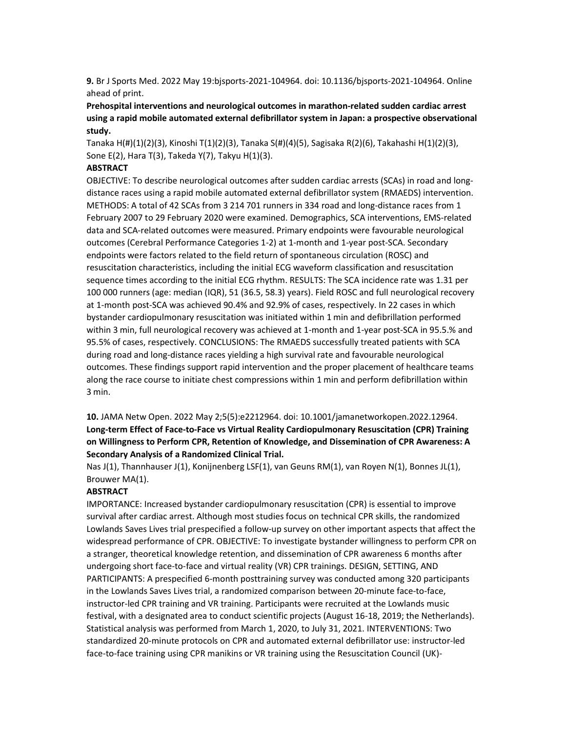**9.** Br J Sports Med. 2022 May 19:bjsports-2021-104964. doi: 10.1136/bjsports-2021-104964. Online ahead of print.

**Prehospital interventions and neurological outcomes in marathon-related sudden cardiac arrest using a rapid mobile automated external defibrillator system in Japan: a prospective observational study.**

Tanaka H(#)(1)(2)(3), Kinoshi T(1)(2)(3), Tanaka S(#)(4)(5), Sagisaka R(2)(6), Takahashi H(1)(2)(3), Sone E(2), Hara T(3), Takeda Y(7), Takyu H(1)(3).

**ABSTRACT**

OBJECTIVE: To describe neurological outcomes after sudden cardiac arrests (SCAs) in road and long-distance races using a rapid mobile automated external defibrillator system (RMAEDS) intervention. METHODS: A total of 42 SCAs from 3 214 701 runners in 334 road and long-distance races from 1 February 2007 to 29 February 2020 were examined. Demographics, SCA interventions, EMS-related data and SCA-related outcomes were measured. Primary endpoints were favourable neurological outcomes (Cerebral Performance Categories 1-2) at 1-month and 1-year post-SCA. Secondary endpoints were factors related to the field return of spontaneous circulation (ROSC) and resuscitation characteristics, including the initial ECG waveform classification and resuscitation sequence times according to the initial ECG rhythm. RESULTS: The SCA incidence rate was 1.31 per 100 000 runners (age: median (IQR), 51 (36.5, 58.3) years). Field ROSC and full neurological recovery at 1-month post-SCA was achieved 90.4% and 92.9% of cases, respectively. In 22 cases in which bystander cardiopulmonary resuscitation was initiated within 1 min and defibrillation performed within 3 min, full neurological recovery was achieved at 1-month and 1-year post-SCA in 95.5.% and 95.5% of cases, respectively. CONCLUSIONS: The RMAEDS successfully treated patients with SCA during road and long-distance races yielding a high survival rate and favourable neurological outcomes. These findings support rapid intervention and the proper placement of healthcare teams along the race course to initiate chest compressions within 1 min and perform defibrillation within 3 min.

**10.** JAMA Netw Open. 2022 May 2;5(5):e2212964. doi: 10.1001/jamanetworkopen.2022.12964.

**Long-term Effect of Face-to-Face vs Virtual Reality Cardiopulmonary Resuscitation (CPR) Training on Willingness to Perform CPR, Retention of Knowledge, and Dissemination of CPR Awareness: A Secondary Analysis of a Randomized Clinical Trial.**

Nas J(1), Thannhauser J(1), Konijnenberg LSF(1), van Geuns RM(1), van Royen N(1), Bonnes JL(1), Brouwer MA(1).

**ABSTRACT**

IMPORTANCE: Increased bystander cardiopulmonary resuscitation (CPR) is essential to improve survival after cardiac arrest. Although most studies focus on technical CPR skills, the randomized Lowlands Saves Lives trial prespecified a follow-up survey on other important aspects that affect the widespread performance of CPR. OBJECTIVE: To investigate bystander willingness to perform CPR on a stranger, theoretical knowledge retention, and dissemination of CPR awareness 6 months after undergoing short face-to-face and virtual reality (VR) CPR trainings. DESIGN, SETTING, AND PARTICIPANTS: A prespecified 6-month posttraining survey was conducted among 320 participants in the Lowlands Saves Lives trial, a randomized comparison between 20-minute face-to-face, instructor-led CPR training and VR training. Participants were recruited at the Lowlands music festival, with a designated area to conduct scientific projects (August 16-18, 2019; the Netherlands). Statistical analysis was performed from March 1, 2020, to July 31, 2021. INTERVENTIONS: Two standardized 20-minute protocols on CPR and automated external defibrillator use: instructor-led face-to-face training using CPR manikins or VR training using the Resuscitation Council (UK)-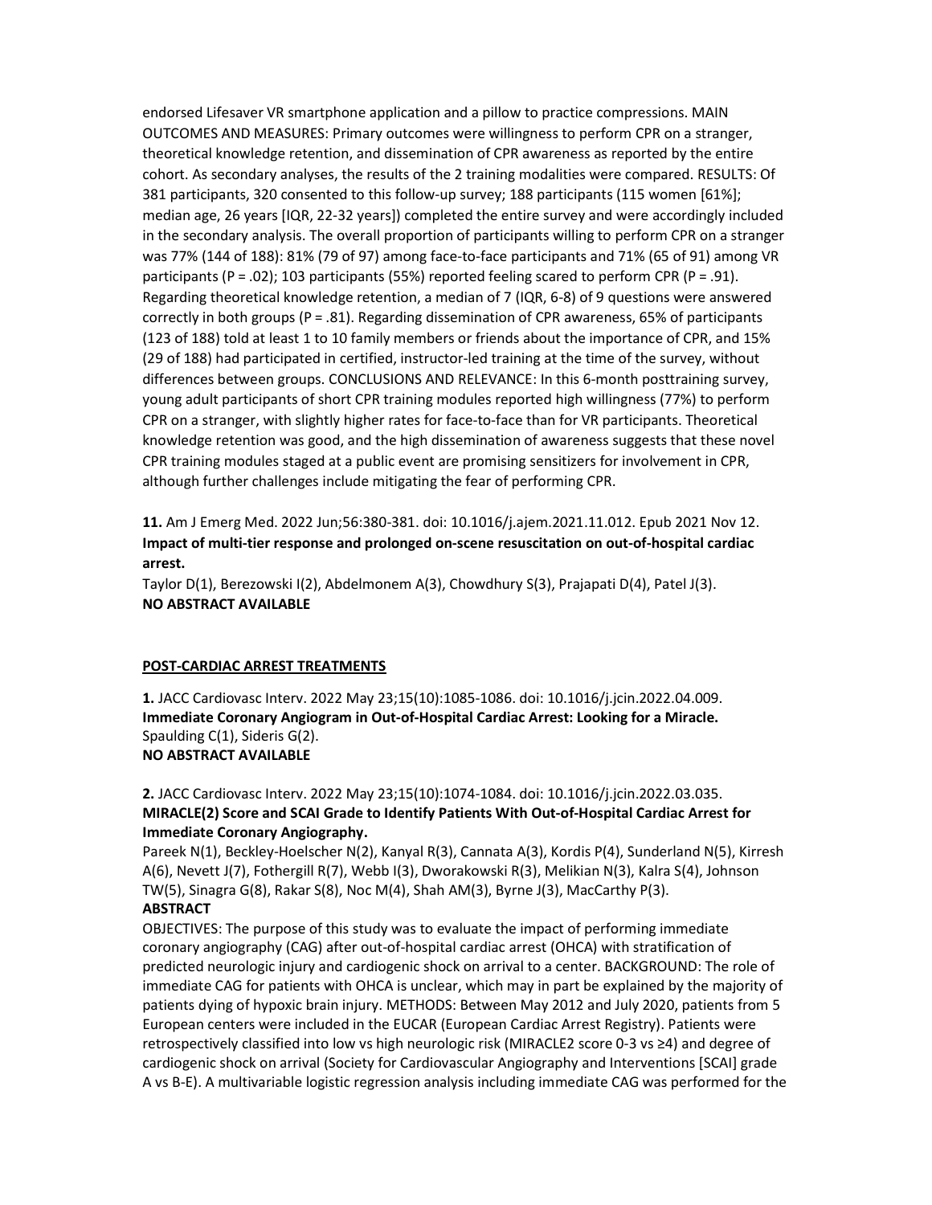endorsed Lifesaver VR smartphone application and a pillow to practice compressions. MAIN OUTCOMES AND MEASURES: Primary outcomes were willingness to perform CPR on a stranger, theoretical knowledge retention, and dissemination of CPR awareness as reported by the entire cohort. As secondary analyses, the results of the 2 training modalities were compared. RESULTS: Of 381 participants, 320 consented to this follow-up survey; 188 participants (115 women [61%]; median age, 26 years [IQR, 22-32 years]) completed the entire survey and were accordingly included in the secondary analysis. The overall proportion of participants willing to perform CPR on a stranger was 77% (144 of 188): 81% (79 of 97) among face-to-face participants and 71% (65 of 91) among VR participants (P = .02); 103 participants (55%) reported feeling scared to perform CPR (P = .91). Regarding theoretical knowledge retention, a median of 7 (IQR, 6-8) of 9 questions were answered correctly in both groups (P = .81). Regarding dissemination of CPR awareness, 65% of participants (123 of 188) told at least 1 to 10 family members or friends about the importance of CPR, and 15% (29 of 188) had participated in certified, instructor-led training at the time of the survey, without differences between groups. CONCLUSIONS AND RELEVANCE: In this 6-month posttraining survey, young adult participants of short CPR training modules reported high willingness (77%) to perform CPR on a stranger, with slightly higher rates for face-to-face than for VR participants. Theoretical knowledge retention was good, and the high dissemination of awareness suggests that these novel CPR training modules staged at a public event are promising sensitizers for involvement in CPR, although further challenges include mitigating the fear of performing CPR.

**11.** Am J Emerg Med. 2022 Jun;56:380-381. doi: 10.1016/j.ajem.2021.11.012. Epub 2021 Nov 12.
**Impact of multi-tier response and prolonged on-scene resuscitation on out-of-hospital cardiac arrest.**
Taylor D(1), Berezowski I(2), Abdelmonem A(3), Chowdhury S(3), Prajapati D(4), Patel J(3).
**NO ABSTRACT AVAILABLE**

## POST-CARDIAC ARREST TREATMENTS

**1.** JACC Cardiovasc Interv. 2022 May 23;15(10):1085-1086. doi: 10.1016/j.jcin.2022.04.009.
**Immediate Coronary Angiogram in Out-of-Hospital Cardiac Arrest: Looking for a Miracle.**
Spaulding C(1), Sideris G(2).
**NO ABSTRACT AVAILABLE**

**2.** JACC Cardiovasc Interv. 2022 May 23;15(10):1074-1084. doi: 10.1016/j.jcin.2022.03.035.
**MIRACLE(2) Score and SCAI Grade to Identify Patients With Out-of-Hospital Cardiac Arrest for Immediate Coronary Angiography.**
Pareek N(1), Beckley-Hoelscher N(2), Kanyal R(3), Cannata A(3), Kordis P(4), Sunderland N(5), Kirresh A(6), Nevett J(7), Fothergill R(7), Webb I(3), Dworakowski R(3), Melikian N(3), Kalra S(4), Johnson TW(5), Sinagra G(8), Rakar S(8), Noc M(4), Shah AM(3), Byrne J(3), MacCarthy P(3).
**ABSTRACT**
OBJECTIVES: The purpose of this study was to evaluate the impact of performing immediate coronary angiography (CAG) after out-of-hospital cardiac arrest (OHCA) with stratification of predicted neurologic injury and cardiogenic shock on arrival to a center. BACKGROUND: The role of immediate CAG for patients with OHCA is unclear, which may in part be explained by the majority of patients dying of hypoxic brain injury. METHODS: Between May 2012 and July 2020, patients from 5 European centers were included in the EUCAR (European Cardiac Arrest Registry). Patients were retrospectively classified into low vs high neurologic risk (MIRACLE2 score 0-3 vs ≥4) and degree of cardiogenic shock on arrival (Society for Cardiovascular Angiography and Interventions [SCAI] grade A vs B-E). A multivariable logistic regression analysis including immediate CAG was performed for the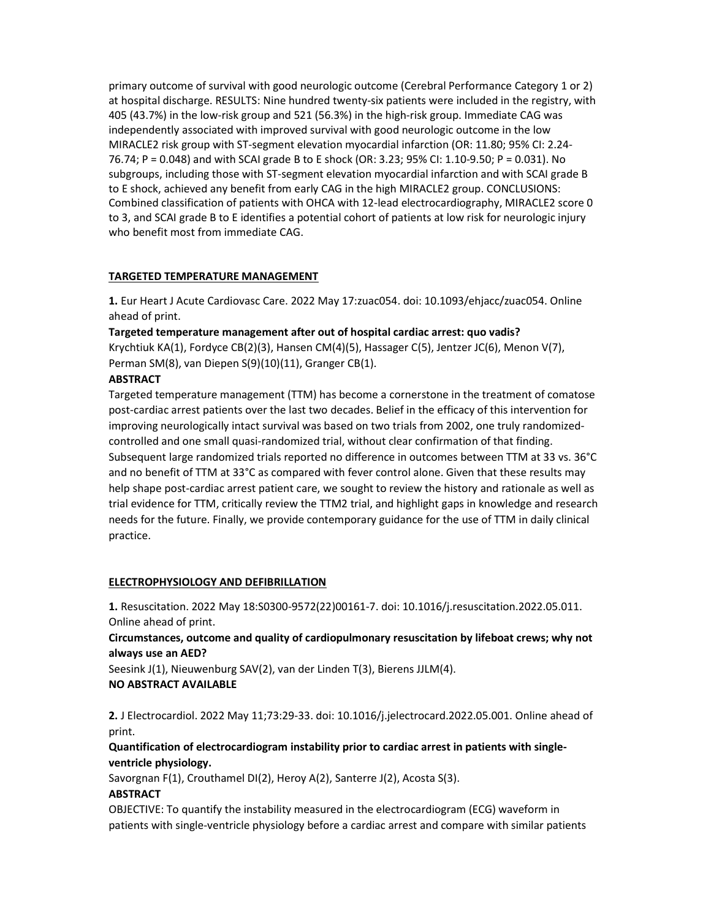primary outcome of survival with good neurologic outcome (Cerebral Performance Category 1 or 2) at hospital discharge. RESULTS: Nine hundred twenty-six patients were included in the registry, with 405 (43.7%) in the low-risk group and 521 (56.3%) in the high-risk group. Immediate CAG was independently associated with improved survival with good neurologic outcome in the low MIRACLE2 risk group with ST-segment elevation myocardial infarction (OR: 11.80; 95% CI: 2.24-76.74; P = 0.048) and with SCAI grade B to E shock (OR: 3.23; 95% CI: 1.10-9.50; P = 0.031). No subgroups, including those with ST-segment elevation myocardial infarction and with SCAI grade B to E shock, achieved any benefit from early CAG in the high MIRACLE2 group. CONCLUSIONS: Combined classification of patients with OHCA with 12-lead electrocardiography, MIRACLE2 score 0 to 3, and SCAI grade B to E identifies a potential cohort of patients at low risk for neurologic injury who benefit most from immediate CAG.

## TARGETED TEMPERATURE MANAGEMENT

**1.** Eur Heart J Acute Cardiovasc Care. 2022 May 17:zuac054. doi: 10.1093/ehjacc/zuac054. Online ahead of print.

**Targeted temperature management after out of hospital cardiac arrest: quo vadis?**

Krychtiuk KA(1), Fordyce CB(2)(3), Hansen CM(4)(5), Hassager C(5), Jentzer JC(6), Menon V(7), Perman SM(8), van Diepen S(9)(10)(11), Granger CB(1).

**ABSTRACT**

Targeted temperature management (TTM) has become a cornerstone in the treatment of comatose post-cardiac arrest patients over the last two decades. Belief in the efficacy of this intervention for improving neurologically intact survival was based on two trials from 2002, one truly randomized-controlled and one small quasi-randomized trial, without clear confirmation of that finding. Subsequent large randomized trials reported no difference in outcomes between TTM at 33 vs. 36°C and no benefit of TTM at 33°C as compared with fever control alone. Given that these results may help shape post-cardiac arrest patient care, we sought to review the history and rationale as well as trial evidence for TTM, critically review the TTM2 trial, and highlight gaps in knowledge and research needs for the future. Finally, we provide contemporary guidance for the use of TTM in daily clinical practice.

## ELECTROPHYSIOLOGY AND DEFIBRILLATION

**1.** Resuscitation. 2022 May 18:S0300-9572(22)00161-7. doi: 10.1016/j.resuscitation.2022.05.011. Online ahead of print.

**Circumstances, outcome and quality of cardiopulmonary resuscitation by lifeboat crews; why not always use an AED?**

Seesink J(1), Nieuwenburg SAV(2), van der Linden T(3), Bierens JJLM(4).

**NO ABSTRACT AVAILABLE**

**2.** J Electrocardiol. 2022 May 11;73:29-33. doi: 10.1016/j.jelectrocard.2022.05.001. Online ahead of print.

**Quantification of electrocardiogram instability prior to cardiac arrest in patients with single-ventricle physiology.**

Savorgnan F(1), Crouthamel DI(2), Heroy A(2), Santerre J(2), Acosta S(3).

**ABSTRACT**

OBJECTIVE: To quantify the instability measured in the electrocardiogram (ECG) waveform in patients with single-ventricle physiology before a cardiac arrest and compare with similar patients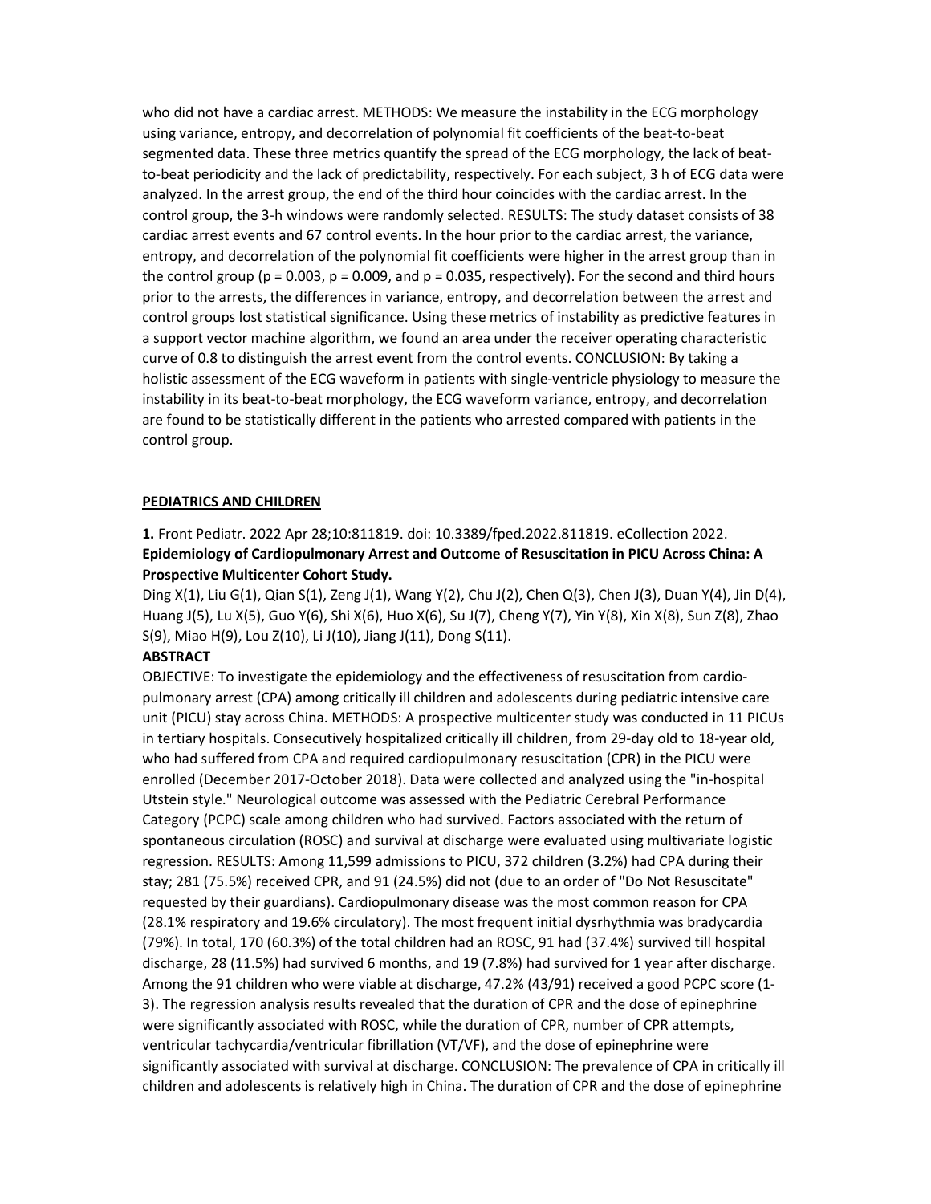who did not have a cardiac arrest. METHODS: We measure the instability in the ECG morphology using variance, entropy, and decorrelation of polynomial fit coefficients of the beat-to-beat segmented data. These three metrics quantify the spread of the ECG morphology, the lack of beat-to-beat periodicity and the lack of predictability, respectively. For each subject, 3 h of ECG data were analyzed. In the arrest group, the end of the third hour coincides with the cardiac arrest. In the control group, the 3-h windows were randomly selected. RESULTS: The study dataset consists of 38 cardiac arrest events and 67 control events. In the hour prior to the cardiac arrest, the variance, entropy, and decorrelation of the polynomial fit coefficients were higher in the arrest group than in the control group ($p = 0.003$, $p = 0.009$, and $p = 0.035$, respectively). For the second and third hours prior to the arrests, the differences in variance, entropy, and decorrelation between the arrest and control groups lost statistical significance. Using these metrics of instability as predictive features in a support vector machine algorithm, we found an area under the receiver operating characteristic curve of 0.8 to distinguish the arrest event from the control events. CONCLUSION: By taking a holistic assessment of the ECG waveform in patients with single-ventricle physiology to measure the instability in its beat-to-beat morphology, the ECG waveform variance, entropy, and decorrelation are found to be statistically different in the patients who arrested compared with patients in the control group.

## PEDIATRICS AND CHILDREN

**1.** Front Pediatr. 2022 Apr 28;10:811819. doi: 10.3389/fped.2022.811819. eCollection 2022.
**Epidemiology of Cardiopulmonary Arrest and Outcome of Resuscitation in PICU Across China: A Prospective Multicenter Cohort Study.**

Ding X(1), Liu G(1), Qian S(1), Zeng J(1), Wang Y(2), Chu J(2), Chen Q(3), Chen J(3), Duan Y(4), Jin D(4), Huang J(5), Lu X(5), Guo Y(6), Shi X(6), Huo X(6), Su J(7), Cheng Y(7), Yin Y(8), Xin X(8), Sun Z(8), Zhao S(9), Miao H(9), Lou Z(10), Li J(10), Jiang J(11), Dong S(11).

**ABSTRACT**

OBJECTIVE: To investigate the epidemiology and the effectiveness of resuscitation from cardio-pulmonary arrest (CPA) among critically ill children and adolescents during pediatric intensive care unit (PICU) stay across China. METHODS: A prospective multicenter study was conducted in 11 PICUs in tertiary hospitals. Consecutively hospitalized critically ill children, from 29-day old to 18-year old, who had suffered from CPA and required cardiopulmonary resuscitation (CPR) in the PICU were enrolled (December 2017-October 2018). Data were collected and analyzed using the "in-hospital Utstein style." Neurological outcome was assessed with the Pediatric Cerebral Performance Category (PCPC) scale among children who had survived. Factors associated with the return of spontaneous circulation (ROSC) and survival at discharge were evaluated using multivariate logistic regression. RESULTS: Among 11,599 admissions to PICU, 372 children (3.2%) had CPA during their stay; 281 (75.5%) received CPR, and 91 (24.5%) did not (due to an order of "Do Not Resuscitate" requested by their guardians). Cardiopulmonary disease was the most common reason for CPA (28.1% respiratory and 19.6% circulatory). The most frequent initial dysrhythmia was bradycardia (79%). In total, 170 (60.3%) of the total children had an ROSC, 91 had (37.4%) survived till hospital discharge, 28 (11.5%) had survived 6 months, and 19 (7.8%) had survived for 1 year after discharge. Among the 91 children who were viable at discharge, 47.2% (43/91) received a good PCPC score (1-3). The regression analysis results revealed that the duration of CPR and the dose of epinephrine were significantly associated with ROSC, while the duration of CPR, number of CPR attempts, ventricular tachycardia/ventricular fibrillation (VT/VF), and the dose of epinephrine were significantly associated with survival at discharge. CONCLUSION: The prevalence of CPA in critically ill children and adolescents is relatively high in China. The duration of CPR and the dose of epinephrine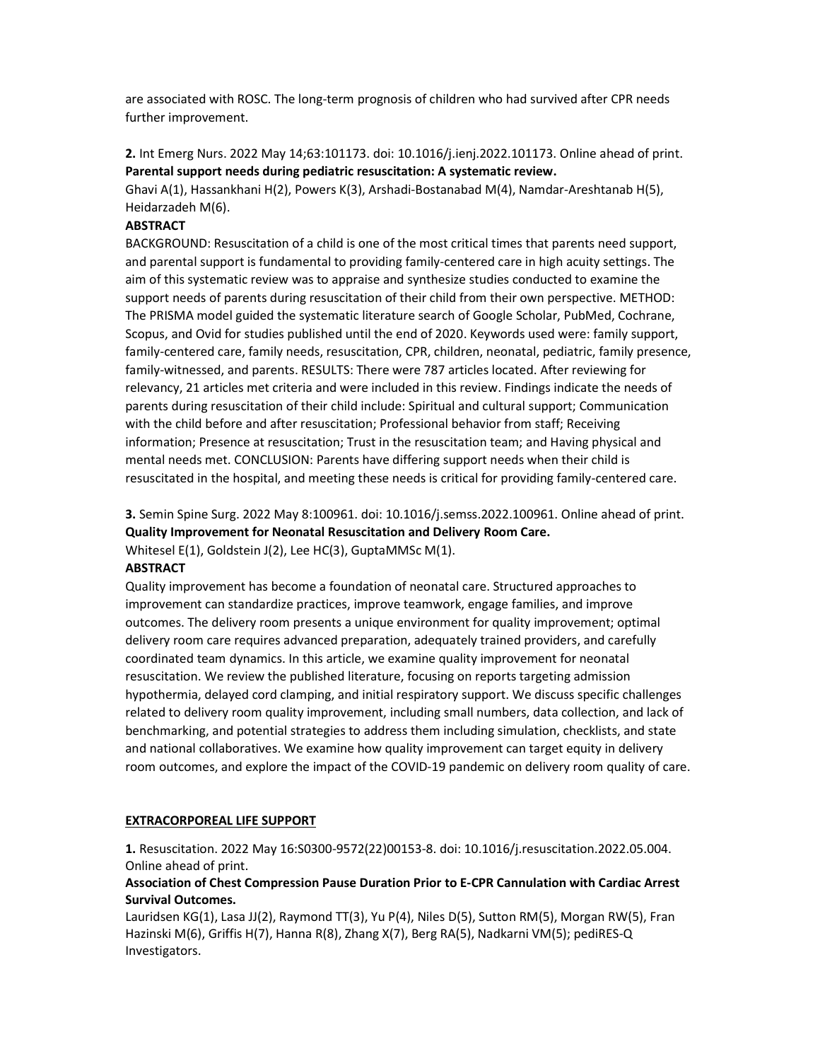are associated with ROSC. The long-term prognosis of children who had survived after CPR needs further improvement.

**2.** Int Emerg Nurs. 2022 May 14;63:101173. doi: 10.1016/j.ienj.2022.101173. Online ahead of print.
**Parental support needs during pediatric resuscitation: A systematic review.**
Ghavi A(1), Hassankhani H(2), Powers K(3), Arshadi-Bostanabad M(4), Namdar-Areshtanab H(5), Heidarzadeh M(6).

**ABSTRACT**

BACKGROUND: Resuscitation of a child is one of the most critical times that parents need support, and parental support is fundamental to providing family-centered care in high acuity settings. The aim of this systematic review was to appraise and synthesize studies conducted to examine the support needs of parents during resuscitation of their child from their own perspective. METHOD: The PRISMA model guided the systematic literature search of Google Scholar, PubMed, Cochrane, Scopus, and Ovid for studies published until the end of 2020. Keywords used were: family support, family-centered care, family needs, resuscitation, CPR, children, neonatal, pediatric, family presence, family-witnessed, and parents. RESULTS: There were 787 articles located. After reviewing for relevancy, 21 articles met criteria and were included in this review. Findings indicate the needs of parents during resuscitation of their child include: Spiritual and cultural support; Communication with the child before and after resuscitation; Professional behavior from staff; Receiving information; Presence at resuscitation; Trust in the resuscitation team; and Having physical and mental needs met. CONCLUSION: Parents have differing support needs when their child is resuscitated in the hospital, and meeting these needs is critical for providing family-centered care.

**3.** Semin Spine Surg. 2022 May 8:100961. doi: 10.1016/j.semss.2022.100961. Online ahead of print.
**Quality Improvement for Neonatal Resuscitation and Delivery Room Care.**
Whitesel E(1), Goldstein J(2), Lee HC(3), GuptaMMSc M(1).

**ABSTRACT**

Quality improvement has become a foundation of neonatal care. Structured approaches to improvement can standardize practices, improve teamwork, engage families, and improve outcomes. The delivery room presents a unique environment for quality improvement; optimal delivery room care requires advanced preparation, adequately trained providers, and carefully coordinated team dynamics. In this article, we examine quality improvement for neonatal resuscitation. We review the published literature, focusing on reports targeting admission hypothermia, delayed cord clamping, and initial respiratory support. We discuss specific challenges related to delivery room quality improvement, including small numbers, data collection, and lack of benchmarking, and potential strategies to address them including simulation, checklists, and state and national collaboratives. We examine how quality improvement can target equity in delivery room outcomes, and explore the impact of the COVID-19 pandemic on delivery room quality of care.

## EXTRACORPOREAL LIFE SUPPORT

**1.** Resuscitation. 2022 May 16:S0300-9572(22)00153-8. doi: 10.1016/j.resuscitation.2022.05.004. Online ahead of print.
**Association of Chest Compression Pause Duration Prior to E-CPR Cannulation with Cardiac Arrest Survival Outcomes.**
Lauridsen KG(1), Lasa JJ(2), Raymond TT(3), Yu P(4), Niles D(5), Sutton RM(5), Morgan RW(5), Fran Hazinski M(6), Griffis H(7), Hanna R(8), Zhang X(7), Berg RA(5), Nadkarni VM(5); pediRES-Q Investigators.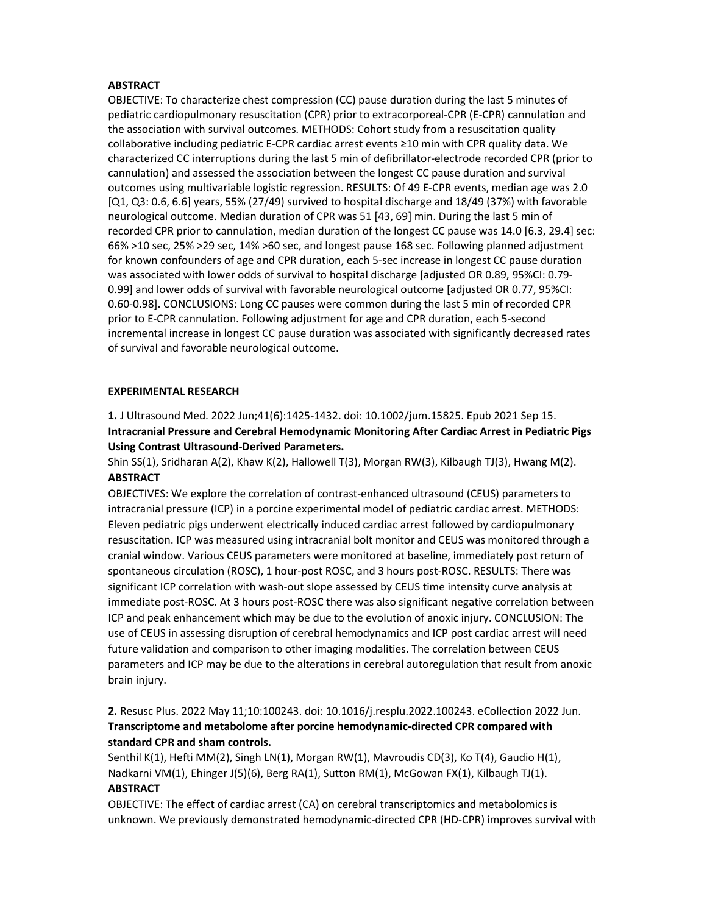**ABSTRACT**

OBJECTIVE: To characterize chest compression (CC) pause duration during the last 5 minutes of pediatric cardiopulmonary resuscitation (CPR) prior to extracorporeal-CPR (E-CPR) cannulation and the association with survival outcomes. METHODS: Cohort study from a resuscitation quality collaborative including pediatric E-CPR cardiac arrest events ≥10 min with CPR quality data. We characterized CC interruptions during the last 5 min of defibrillator-electrode recorded CPR (prior to cannulation) and assessed the association between the longest CC pause duration and survival outcomes using multivariable logistic regression. RESULTS: Of 49 E-CPR events, median age was 2.0 [Q1, Q3: 0.6, 6.6] years, 55% (27/49) survived to hospital discharge and 18/49 (37%) with favorable neurological outcome. Median duration of CPR was 51 [43, 69] min. During the last 5 min of recorded CPR prior to cannulation, median duration of the longest CC pause was 14.0 [6.3, 29.4] sec: 66% >10 sec, 25% >29 sec, 14% >60 sec, and longest pause 168 sec. Following planned adjustment for known confounders of age and CPR duration, each 5-sec increase in longest CC pause duration was associated with lower odds of survival to hospital discharge [adjusted OR 0.89, 95%CI: 0.79-0.99] and lower odds of survival with favorable neurological outcome [adjusted OR 0.77, 95%CI: 0.60-0.98]. CONCLUSIONS: Long CC pauses were common during the last 5 min of recorded CPR prior to E-CPR cannulation. Following adjustment for age and CPR duration, each 5-second incremental increase in longest CC pause duration was associated with significantly decreased rates of survival and favorable neurological outcome.

## EXPERIMENTAL RESEARCH

**1.** J Ultrasound Med. 2022 Jun;41(6):1425-1432. doi: 10.1002/jum.15825. Epub 2021 Sep 15.
**Intracranial Pressure and Cerebral Hemodynamic Monitoring After Cardiac Arrest in Pediatric Pigs Using Contrast Ultrasound-Derived Parameters.**
Shin SS(1), Sridharan A(2), Khaw K(2), Hallowell T(3), Morgan RW(3), Kilbaugh TJ(3), Hwang M(2).
**ABSTRACT**
OBJECTIVES: We explore the correlation of contrast-enhanced ultrasound (CEUS) parameters to intracranial pressure (ICP) in a porcine experimental model of pediatric cardiac arrest. METHODS: Eleven pediatric pigs underwent electrically induced cardiac arrest followed by cardiopulmonary resuscitation. ICP was measured using intracranial bolt monitor and CEUS was monitored through a cranial window. Various CEUS parameters were monitored at baseline, immediately post return of spontaneous circulation (ROSC), 1 hour-post ROSC, and 3 hours post-ROSC. RESULTS: There was significant ICP correlation with wash-out slope assessed by CEUS time intensity curve analysis at immediate post-ROSC. At 3 hours post-ROSC there was also significant negative correlation between ICP and peak enhancement which may be due to the evolution of anoxic injury. CONCLUSION: The use of CEUS in assessing disruption of cerebral hemodynamics and ICP post cardiac arrest will need future validation and comparison to other imaging modalities. The correlation between CEUS parameters and ICP may be due to the alterations in cerebral autoregulation that result from anoxic brain injury.

**2.** Resusc Plus. 2022 May 11;10:100243. doi: 10.1016/j.resplu.2022.100243. eCollection 2022 Jun.
**Transcriptome and metabolome after porcine hemodynamic-directed CPR compared with standard CPR and sham controls.**
Senthil K(1), Hefti MM(2), Singh LN(1), Morgan RW(1), Mavroudis CD(3), Ko T(4), Gaudio H(1), Nadkarni VM(1), Ehinger J(5)(6), Berg RA(1), Sutton RM(1), McGowan FX(1), Kilbaugh TJ(1).
**ABSTRACT**
OBJECTIVE: The effect of cardiac arrest (CA) on cerebral transcriptomics and metabolomics is unknown. We previously demonstrated hemodynamic-directed CPR (HD-CPR) improves survival with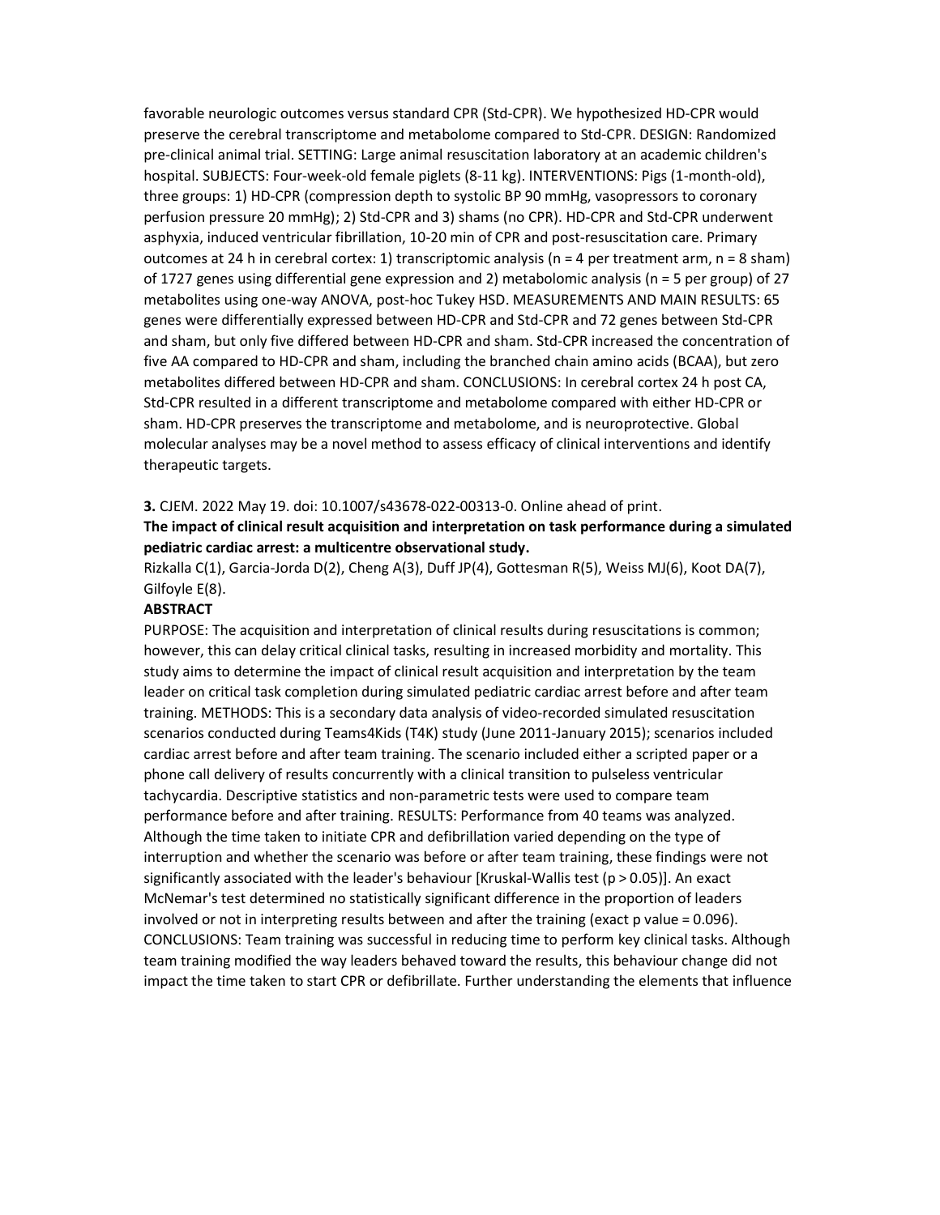favorable neurologic outcomes versus standard CPR (Std-CPR). We hypothesized HD-CPR would preserve the cerebral transcriptome and metabolome compared to Std-CPR. DESIGN: Randomized pre-clinical animal trial. SETTING: Large animal resuscitation laboratory at an academic children's hospital. SUBJECTS: Four-week-old female piglets (8-11 kg). INTERVENTIONS: Pigs (1-month-old), three groups: 1) HD-CPR (compression depth to systolic BP 90 mmHg, vasopressors to coronary perfusion pressure 20 mmHg); 2) Std-CPR and 3) shams (no CPR). HD-CPR and Std-CPR underwent asphyxia, induced ventricular fibrillation, 10-20 min of CPR and post-resuscitation care. Primary outcomes at 24 h in cerebral cortex: 1) transcriptomic analysis (n = 4 per treatment arm, n = 8 sham) of 1727 genes using differential gene expression and 2) metabolomic analysis (n = 5 per group) of 27 metabolites using one-way ANOVA, post-hoc Tukey HSD. MEASUREMENTS AND MAIN RESULTS: 65 genes were differentially expressed between HD-CPR and Std-CPR and 72 genes between Std-CPR and sham, but only five differed between HD-CPR and sham. Std-CPR increased the concentration of five AA compared to HD-CPR and sham, including the branched chain amino acids (BCAA), but zero metabolites differed between HD-CPR and sham. CONCLUSIONS: In cerebral cortex 24 h post CA, Std-CPR resulted in a different transcriptome and metabolome compared with either HD-CPR or sham. HD-CPR preserves the transcriptome and metabolome, and is neuroprotective. Global molecular analyses may be a novel method to assess efficacy of clinical interventions and identify therapeutic targets.

**3.** CJEM. 2022 May 19. doi: 10.1007/s43678-022-00313-0. Online ahead of print.

**The impact of clinical result acquisition and interpretation on task performance during a simulated pediatric cardiac arrest: a multicentre observational study.**

Rizkalla C(1), Garcia-Jorda D(2), Cheng A(3), Duff JP(4), Gottesman R(5), Weiss MJ(6), Koot DA(7), Gilfoyle E(8).

**ABSTRACT**

PURPOSE: The acquisition and interpretation of clinical results during resuscitations is common; however, this can delay critical clinical tasks, resulting in increased morbidity and mortality. This study aims to determine the impact of clinical result acquisition and interpretation by the team leader on critical task completion during simulated pediatric cardiac arrest before and after team training. METHODS: This is a secondary data analysis of video-recorded simulated resuscitation scenarios conducted during Teams4Kids (T4K) study (June 2011-January 2015); scenarios included cardiac arrest before and after team training. The scenario included either a scripted paper or a phone call delivery of results concurrently with a clinical transition to pulseless ventricular tachycardia. Descriptive statistics and non-parametric tests were used to compare team performance before and after training. RESULTS: Performance from 40 teams was analyzed. Although the time taken to initiate CPR and defibrillation varied depending on the type of interruption and whether the scenario was before or after team training, these findings were not significantly associated with the leader's behaviour [Kruskal-Wallis test ($p > 0.05$)]. An exact McNemar's test determined no statistically significant difference in the proportion of leaders involved or not in interpreting results between and after the training (exact p value = 0.096). CONCLUSIONS: Team training was successful in reducing time to perform key clinical tasks. Although team training modified the way leaders behaved toward the results, this behaviour change did not impact the time taken to start CPR or defibrillate. Further understanding the elements that influence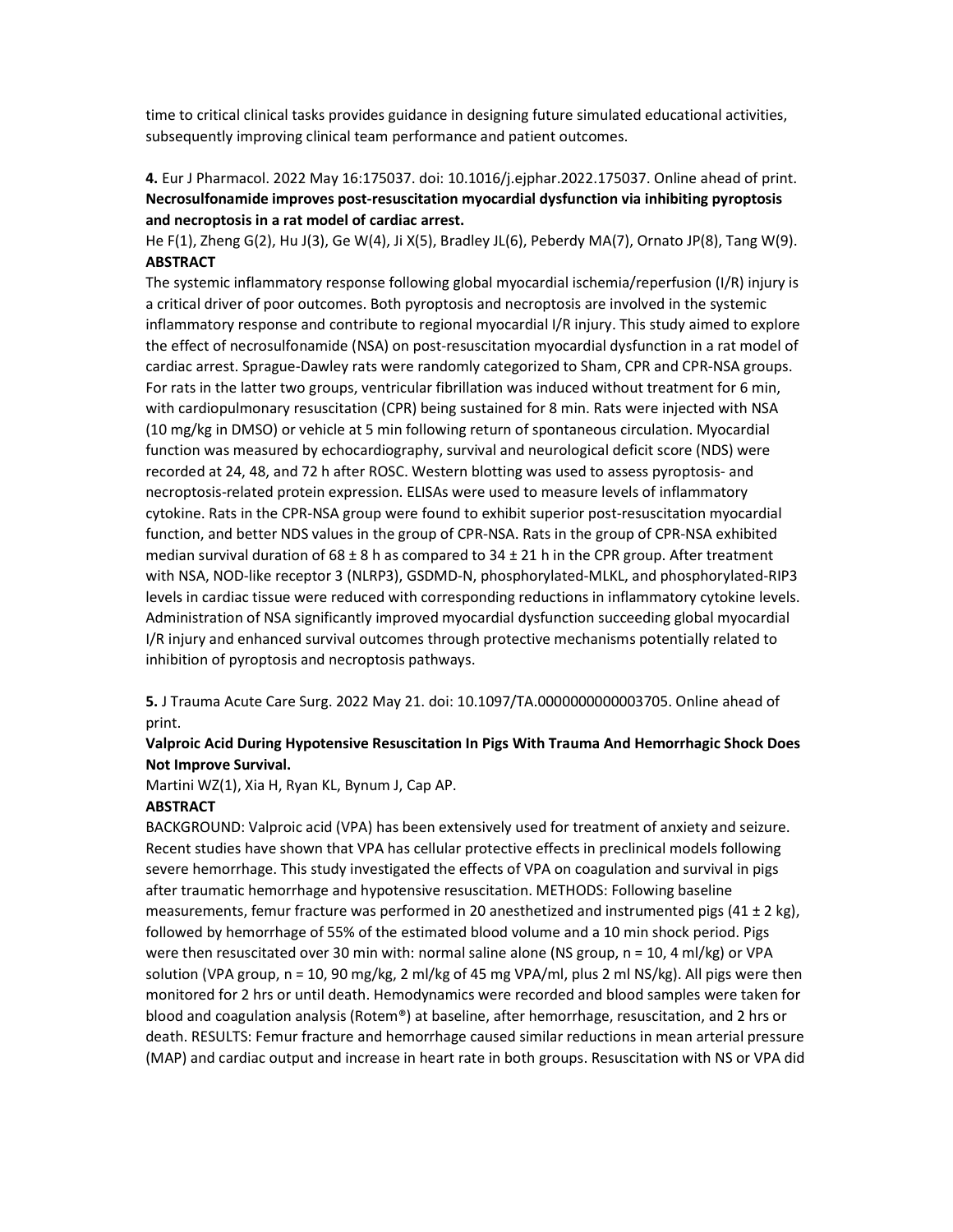time to critical clinical tasks provides guidance in designing future simulated educational activities, subsequently improving clinical team performance and patient outcomes.

**4.** Eur J Pharmacol. 2022 May 16:175037. doi: 10.1016/j.ejphar.2022.175037. Online ahead of print.
**Necrosulfonamide improves post-resuscitation myocardial dysfunction via inhibiting pyroptosis and necroptosis in a rat model of cardiac arrest.**
He F(1), Zheng G(2), Hu J(3), Ge W(4), Ji X(5), Bradley JL(6), Peberdy MA(7), Ornato JP(8), Tang W(9).
**ABSTRACT**
The systemic inflammatory response following global myocardial ischemia/reperfusion (I/R) injury is a critical driver of poor outcomes. Both pyroptosis and necroptosis are involved in the systemic inflammatory response and contribute to regional myocardial I/R injury. This study aimed to explore the effect of necrosulfonamide (NSA) on post-resuscitation myocardial dysfunction in a rat model of cardiac arrest. Sprague-Dawley rats were randomly categorized to Sham, CPR and CPR-NSA groups. For rats in the latter two groups, ventricular fibrillation was induced without treatment for 6 min, with cardiopulmonary resuscitation (CPR) being sustained for 8 min. Rats were injected with NSA (10 mg/kg in DMSO) or vehicle at 5 min following return of spontaneous circulation. Myocardial function was measured by echocardiography, survival and neurological deficit score (NDS) were recorded at 24, 48, and 72 h after ROSC. Western blotting was used to assess pyroptosis- and necroptosis-related protein expression. ELISAs were used to measure levels of inflammatory cytokine. Rats in the CPR-NSA group were found to exhibit superior post-resuscitation myocardial function, and better NDS values in the group of CPR-NSA. Rats in the group of CPR-NSA exhibited median survival duration of $68 \pm 8$ h as compared to $34 \pm 21$ h in the CPR group. After treatment with NSA, NOD-like receptor 3 (NLRP3), GSDMD-N, phosphorylated-MLKL, and phosphorylated-RIP3 levels in cardiac tissue were reduced with corresponding reductions in inflammatory cytokine levels. Administration of NSA significantly improved myocardial dysfunction succeeding global myocardial I/R injury and enhanced survival outcomes through protective mechanisms potentially related to inhibition of pyroptosis and necroptosis pathways.

**5.** J Trauma Acute Care Surg. 2022 May 21. doi: 10.1097/TA.0000000000003705. Online ahead of print.
**Valproic Acid During Hypotensive Resuscitation In Pigs With Trauma And Hemorrhagic Shock Does Not Improve Survival.**
Martini WZ(1), Xia H, Ryan KL, Bynum J, Cap AP.
**ABSTRACT**
BACKGROUND: Valproic acid (VPA) has been extensively used for treatment of anxiety and seizure. Recent studies have shown that VPA has cellular protective effects in preclinical models following severe hemorrhage. This study investigated the effects of VPA on coagulation and survival in pigs after traumatic hemorrhage and hypotensive resuscitation. METHODS: Following baseline measurements, femur fracture was performed in 20 anesthetized and instrumented pigs ($41 \pm 2$ kg), followed by hemorrhage of 55% of the estimated blood volume and a 10 min shock period. Pigs were then resuscitated over 30 min with: normal saline alone (NS group, n = 10, 4 ml/kg) or VPA solution (VPA group, n = 10, 90 mg/kg, 2 ml/kg of 45 mg VPA/ml, plus 2 ml NS/kg). All pigs were then monitored for 2 hrs or until death. Hemodynamics were recorded and blood samples were taken for blood and coagulation analysis (Rotem®) at baseline, after hemorrhage, resuscitation, and 2 hrs or death. RESULTS: Femur fracture and hemorrhage caused similar reductions in mean arterial pressure (MAP) and cardiac output and increase in heart rate in both groups. Resuscitation with NS or VPA did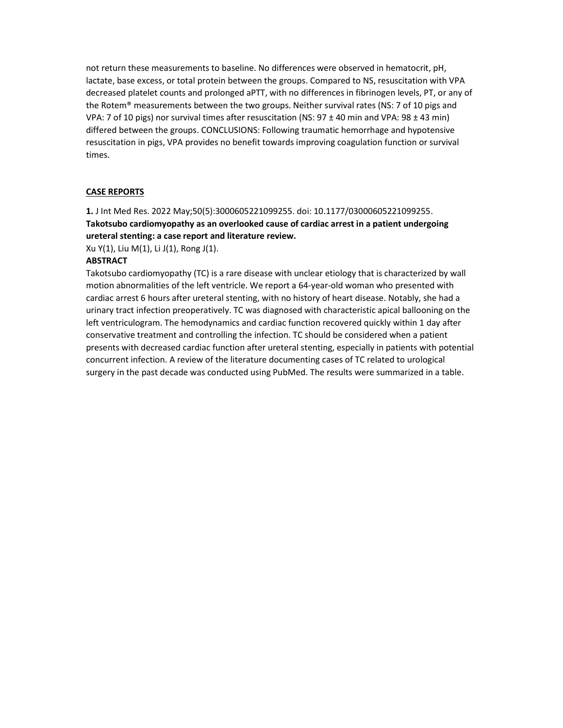not return these measurements to baseline. No differences were observed in hematocrit, pH, lactate, base excess, or total protein between the groups. Compared to NS, resuscitation with VPA decreased platelet counts and prolonged aPTT, with no differences in fibrinogen levels, PT, or any of the Rotem® measurements between the two groups. Neither survival rates (NS: 7 of 10 pigs and VPA: 7 of 10 pigs) nor survival times after resuscitation (NS: 97 ± 40 min and VPA: 98 ± 43 min) differed between the groups. CONCLUSIONS: Following traumatic hemorrhage and hypotensive resuscitation in pigs, VPA provides no benefit towards improving coagulation function or survival times.

## CASE REPORTS

**1.** J Int Med Res. 2022 May;50(5):3000605221099255. doi: 10.1177/03000605221099255.
**Takotsubo cardiomyopathy as an overlooked cause of cardiac arrest in a patient undergoing ureteral stenting: a case report and literature review.**
Xu Y(1), Liu M(1), Li J(1), Rong J(1).

**ABSTRACT**

Takotsubo cardiomyopathy (TC) is a rare disease with unclear etiology that is characterized by wall motion abnormalities of the left ventricle. We report a 64-year-old woman who presented with cardiac arrest 6 hours after ureteral stenting, with no history of heart disease. Notably, she had a urinary tract infection preoperatively. TC was diagnosed with characteristic apical ballooning on the left ventriculogram. The hemodynamics and cardiac function recovered quickly within 1 day after conservative treatment and controlling the infection. TC should be considered when a patient presents with decreased cardiac function after ureteral stenting, especially in patients with potential concurrent infection. A review of the literature documenting cases of TC related to urological surgery in the past decade was conducted using PubMed. The results were summarized in a table.